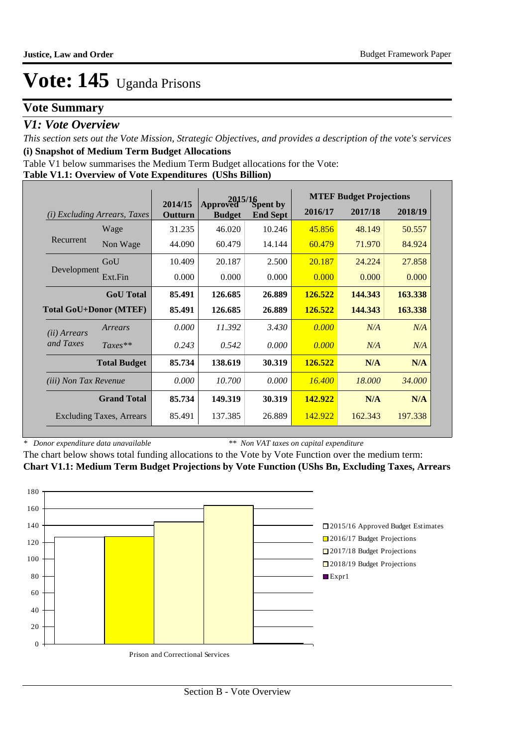# Vote: 145 Uganda Prisons

## Vote Summary

### *V1: Vote Overview*

*This section sets out the Vote Mission, Strategic Objectives, and provides a description of the vote's services*

**(i) Snapshot of Medium Term Budget Allocations**

Table V1 below summarises the Medium Term Budget allocations for the Vote:

**Table V1.1: Overview of Vote Expenditures (UShs Billion)**

| *(i) Excluding Arrears, Taxes* | | 2014/15 Outturn | 2015/16 Approved Budget | 2015/16 Spent by End Sept | MTEF Budget Projections 2016/17 | 2017/18 | 2018/19 |
|---|---|---|---|---|---|---|---|
| Recurrent | Wage | 31.235 | 46.020 | 10.246 | 45.856 | 48.149 | 50.557 |
| | Non Wage | 44.090 | 60.479 | 14.144 | 60.479 | 71.970 | 84.924 |
| Development | GoU | 10.409 | 20.187 | 2.500 | 20.187 | 24.224 | 27.858 |
| | Ext.Fin | 0.000 | 0.000 | 0.000 | 0.000 | 0.000 | 0.000 |
| | **GoU Total** | **85.491** | **126.685** | **26.889** | **126.522** | **144.343** | **163.338** |
| **Total GoU+Donor (MTEF)** | | **85.491** | **126.685** | **26.889** | **126.522** | **144.343** | **163.338** |
| *(ii) Arrears and Taxes* | *Arrears* | *0.000* | *11.392* | *3.430* | *0.000* | *N/A* | *N/A* |
| | *Taxes*** | *0.243* | *0.542* | *0.000* | *0.000* | *N/A* | *N/A* |
| | **Total Budget** | **85.734** | **138.619** | **30.319** | **126.522** | **N/A** | **N/A** |
| *(iii) Non Tax Revenue* | | *0.000* | *10.700* | *0.000* | *16.400* | *18.000* | *34.000* |
| | **Grand Total** | **85.734** | **149.319** | **30.319** | **142.922** | **N/A** | **N/A** |
| Excluding Taxes, Arrears | | 85.491 | 137.385 | 26.889 | 142.922 | 162.343 | 197.338 |

\* *Donor expenditure data unavailable* &nbsp;&nbsp;&nbsp;&nbsp; ** *Non VAT taxes on capital expenditure*

The chart below shows total funding allocations to the Vote by Vote Function over the medium term:

**Chart V1.1: Medium Term Budget Projections by Vote Function (UShs Bn, Excluding Taxes, Arrears**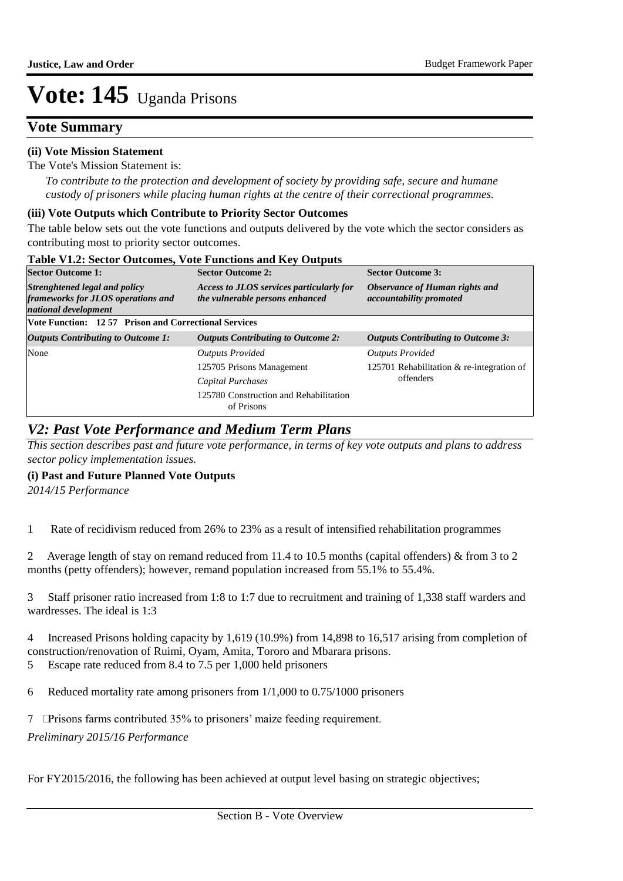# Vote: 145 Uganda Prisons

## Vote Summary

**(ii) Vote Mission Statement**

The Vote's Mission Statement is:

*To contribute to the protection and development of society by providing safe, secure and humane custody of prisoners while placing human rights at the centre of their correctional programmes.*

**(iii) Vote Outputs which Contribute to Priority Sector Outcomes**

The table below sets out the vote functions and outputs delivered by the vote which the sector considers as contributing most to priority sector outcomes.

**Table V1.2: Sector Outcomes, Vote Functions and Key Outputs**

| **Sector Outcome 1:** | **Sector Outcome 2:** | **Sector Outcome 3:** |
|---|---|---|
| ***Strenghtened legal and policy frameworks for JLOS operations and national development*** | ***Access to JLOS services particularly for the vulnerable persons enhanced*** | ***Observance of Human rights and accountability promoted*** |
| **Vote Function: 12 57 Prison and Correctional Services** | | |
| ***Outputs Contributing to Outcome 1:*** | ***Outputs Contributing to Outcome 2:*** | ***Outputs Contributing to Outcome 3:*** |
| None | *Outputs Provided*<br>125705 Prisons Management<br>*Capital Purchases*<br>125780 Construction and Rehabilitation of Prisons | *Outputs Provided*<br>125701 Rehabilitation & re-integration of offenders |

## *V2: Past Vote Performance and Medium Term Plans*

*This section describes past and future vote performance, in terms of key vote outputs and plans to address sector policy implementation issues.*

**(i) Past and Future Planned Vote Outputs**

*2014/15 Performance*

1 Rate of recidivism reduced from 26% to 23% as a result of intensified rehabilitation programmes

2 Average length of stay on remand reduced from 11.4 to 10.5 months (capital offenders) & from 3 to 2 months (petty offenders); however, remand population increased from 55.1% to 55.4%.

3 Staff prisoner ratio increased from 1:8 to 1:7 due to recruitment and training of 1,338 staff warders and wardresses. The ideal is 1:3

4 Increased Prisons holding capacity by 1,619 (10.9%) from 14,898 to 16,517 arising from completion of construction/renovation of Ruimi, Oyam, Amita, Tororo and Mbarara prisons.

5 Escape rate reduced from 8.4 to 7.5 per 1,000 held prisoners

6 Reduced mortality rate among prisoners from 1/1,000 to 0.75/1000 prisoners

7 Prisons farms contributed 35% to prisoners' maize feeding requirement.

*Preliminary 2015/16 Performance*

For FY2015/2016, the following has been achieved at output level basing on strategic objectives;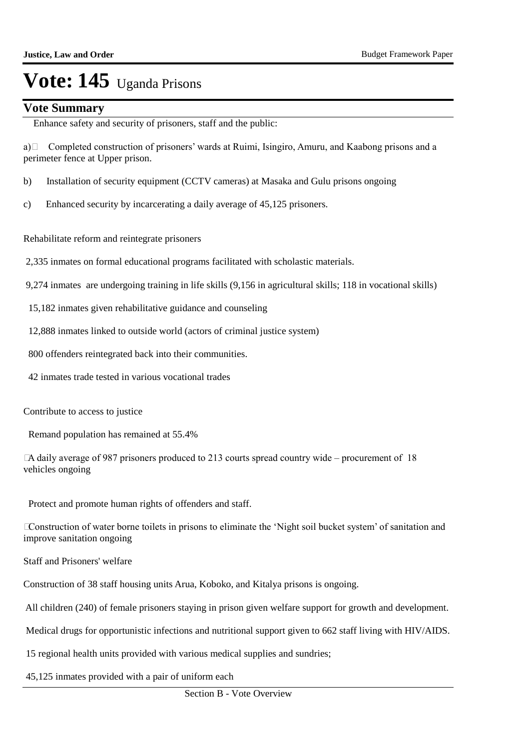# Vote: 145 Uganda Prisons

## Vote Summary

Enhance safety and security of prisoners, staff and the public:

a) Completed construction of prisoners' wards at Ruimi, Isingiro, Amuru, and Kaabong prisons and a perimeter fence at Upper prison.

b) Installation of security equipment (CCTV cameras) at Masaka and Gulu prisons ongoing

c) Enhanced security by incarcerating a daily average of 45,125 prisoners.

Rehabilitate reform and reintegrate prisoners

2,335 inmates on formal educational programs facilitated with scholastic materials.

9,274 inmates are undergoing training in life skills (9,156 in agricultural skills; 118 in vocational skills)

15,182 inmates given rehabilitative guidance and counseling

12,888 inmates linked to outside world (actors of criminal justice system)

800 offenders reintegrated back into their communities.

42 inmates trade tested in various vocational trades

Contribute to access to justice

Remand population has remained at 55.4%

A daily average of 987 prisoners produced to 213 courts spread country wide – procurement of 18 vehicles ongoing

Protect and promote human rights of offenders and staff.

Construction of water borne toilets in prisons to eliminate the 'Night soil bucket system' of sanitation and improve sanitation ongoing

Staff and Prisoners' welfare

Construction of 38 staff housing units Arua, Koboko, and Kitalya prisons is ongoing.

All children (240) of female prisoners staying in prison given welfare support for growth and development.

Medical drugs for opportunistic infections and nutritional support given to 662 staff living with HIV/AIDS.

15 regional health units provided with various medical supplies and sundries;

45,125 inmates provided with a pair of uniform each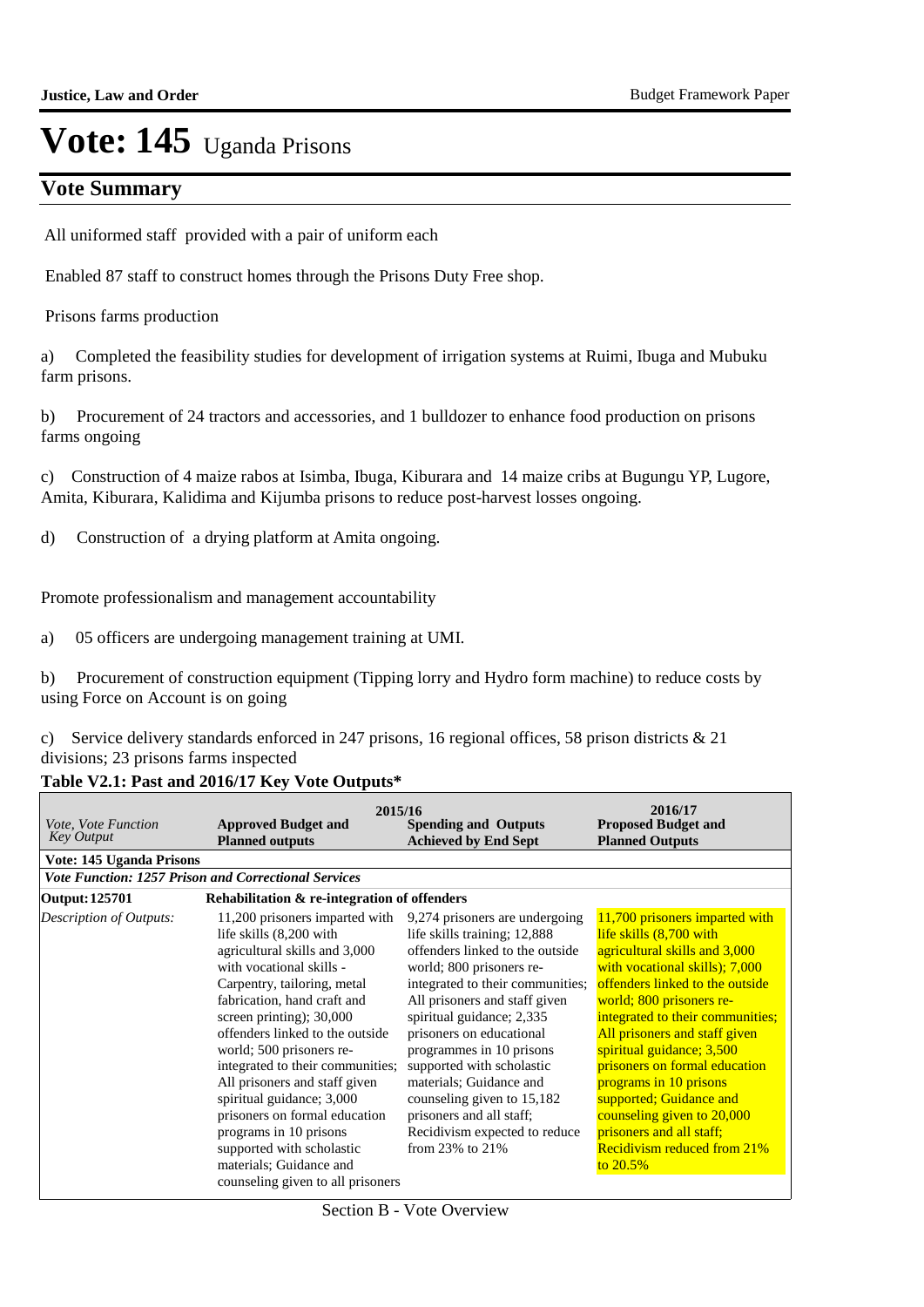# Vote: 145 Uganda Prisons

## Vote Summary

All uniformed staff provided with a pair of uniform each

Enabled 87 staff to construct homes through the Prisons Duty Free shop.

Prisons farms production

a) Completed the feasibility studies for development of irrigation systems at Ruimi, Ibuga and Mubuku farm prisons.

b) Procurement of 24 tractors and accessories, and 1 bulldozer to enhance food production on prisons farms ongoing

c) Construction of 4 maize rabos at Isimba, Ibuga, Kiburara and 14 maize cribs at Bugungu YP, Lugore, Amita, Kiburara, Kalidima and Kijumba prisons to reduce post-harvest losses ongoing.

d) Construction of a drying platform at Amita ongoing.

Promote professionalism and management accountability

a) 05 officers are undergoing management training at UMI.

b) Procurement of construction equipment (Tipping lorry and Hydro form machine) to reduce costs by using Force on Account is on going

c) Service delivery standards enforced in 247 prisons, 16 regional offices, 58 prison districts & 21 divisions; 23 prisons farms inspected

**Table V2.1: Past and 2016/17 Key Vote Outputs***

| *Vote, Vote Function Key Output* | 2015/16 **Approved Budget and Planned outputs** | **Spending and Outputs Achieved by End Sept** | 2016/17 **Proposed Budget and Planned Outputs** |
|---|---|---|---|
| **Vote: 145 Uganda Prisons** | | | |
| ***Vote Function: 1257 Prison and Correctional Services*** | | | |
| **Output: 125701** | **Rehabilitation & re-integration of offenders** | | |
| *Description of Outputs:* | 11,200 prisoners imparted with life skills (8,200 with agricultural skills and 3,000 with vocational skills - Carpentry, tailoring, metal fabrication, hand craft and screen printing); 30,000 offenders linked to the outside world; 500 prisoners re-integrated to their communities; All prisoners and staff given spiritual guidance; 3,000 prisoners on formal education programs in 10 prisons supported with scholastic materials; Guidance and counseling given to all prisoners | 9,274 prisoners are undergoing life skills training; 12,888 offenders linked to the outside world; 800 prisoners re-integrated to their communities; All prisoners and staff given spiritual guidance; 2,335 prisoners on educational programmes in 10 prisons supported with scholastic materials; Guidance and counseling given to 15,182 prisoners and all staff; Recidivism expected to reduce from 23% to 21% | 11,700 prisoners imparted with life skills (8,700 with agricultural skills and 3,000 with vocational skills); 7,000 offenders linked to the outside world; 800 prisoners re-integrated to their communities; All prisoners and staff given spiritual guidance; 3,500 prisoners on formal education programs in 10 prisons supported; Guidance and counseling given to 20,000 prisoners and all staff; Recidivism reduced from 21% to 20.5% |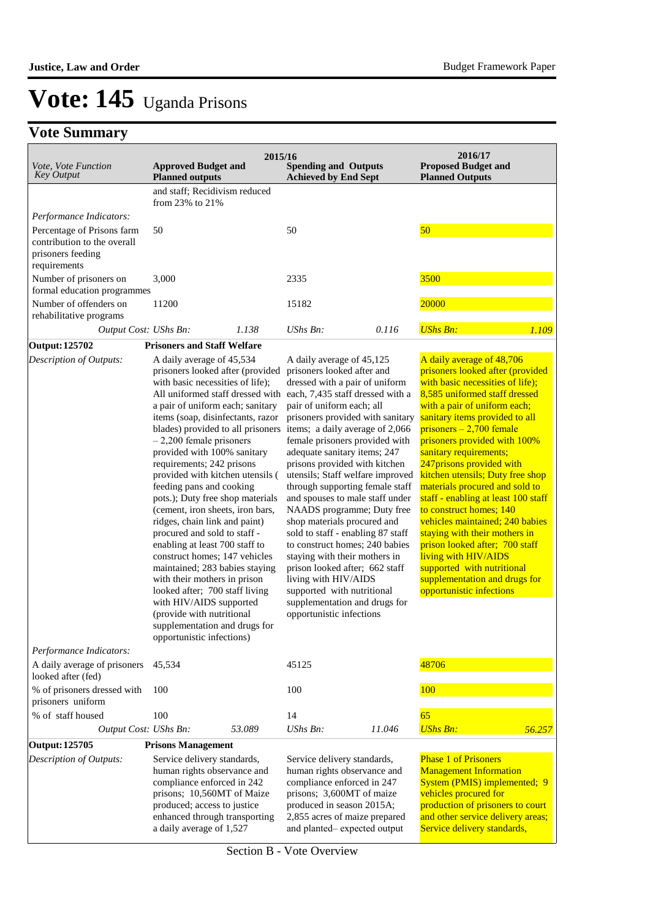# Vote: 145 Uganda Prisons

## Vote Summary

| Vote, Vote Function Key Output | 2015/16 Approved Budget and Planned outputs | | 2015/16 Spending and Outputs Achieved by End Sept | | 2016/17 Proposed Budget and Planned Outputs | |
|---|---|---|---|---|---|---|
| | and staff; Recidivism reduced from 23% to 21% | | | | | |
| *Performance Indicators:* | | | | | | |
| Percentage of Prisons farm contribution to the overall prisoners feeding requirements | 50 | | 50 | | 50 | |
| Number of prisoners on formal education programmes | 3,000 | | 2335 | | 3500 | |
| Number of offenders on rehabilitative programs | 11200 | | 15182 | | 20000 | |
| *Output Cost:* | *UShs Bn:* | *1.138* | *UShs Bn:* | *0.116* | *UShs Bn:* | *1.109* |
| **Output: 125702** | **Prisoners and Staff Welfare** | | | | | |
| *Description of Outputs:* | A daily average of 45,534 prisoners looked after (provided with basic necessities of life); All uniformed staff dressed with a pair of uniform each; sanitary items (soap, disinfectants, razor blades) provided to all prisoners – 2,200 female prisoners provided with 100% sanitary requirements; 242 prisons provided with kitchen utensils ( feeding pans and cooking pots.); Duty free shop materials (cement, iron sheets, iron bars, ridges, chain link and paint) procured and sold to staff - enabling at least 700 staff to construct homes; 147 vehicles maintained; 283 babies staying with their mothers in prison looked after; 700 staff living with HIV/AIDS supported (provide with nutritional supplementation and drugs for opportunistic infections) | | A daily average of 45,125 prisoners looked after and dressed with a pair of uniform each, 7,435 staff dressed with a pair of uniform each; all prisoners provided with sanitary items; a daily average of 2,066 female prisoners provided with adequate sanitary items; 247 prisons provided with kitchen utensils; Staff welfare improved through supporting female staff and spouses to male staff under NAADS programme; Duty free shop materials procured and sold to staff - enabling 87 staff to construct homes; 240 babies staying with their mothers in prison looked after; 662 staff living with HIV/AIDS supported with nutritional supplementation and drugs for opportunistic infections | | A daily average of 48,706 prisoners looked after (provided with basic necessities of life); 8,585 uniformed staff dressed with a pair of uniform each; sanitary items provided to all prisoners – 2,700 female prisoners provided with 100% sanitary requirements; 247prisons provided with kitchen utensils; Duty free shop materials procured and sold to staff - enabling at least 100 staff to construct homes; 140 vehicles maintained; 240 babies staying with their mothers in prison looked after; 700 staff living with HIV/AIDS supported with nutritional supplementation and drugs for opportunistic infections | |
| *Performance Indicators:* | | | | | | |
| A daily average of prisoners looked after (fed) | 45,534 | | 45125 | | 48706 | |
| % of prisoners dressed with prisoners uniform | 100 | | 100 | | 100 | |
| % of staff housed | 100 | | 14 | | 65 | |
| *Output Cost:* | *UShs Bn:* | *53.089* | *UShs Bn:* | *11.046* | *UShs Bn:* | *56.257* |
| **Output: 125705** | **Prisons Management** | | | | | |
| *Description of Outputs:* | Service delivery standards, human rights observance and compliance enforced in 242 prisons; 10,560MT of Maize produced; access to justice enhanced through transporting a daily average of 1,527 | | Service delivery standards, human rights observance and compliance enforced in 247 prisons; 3,600MT of maize produced in season 2015A; 2,855 acres of maize prepared and planted– expected output | | Phase 1 of Prisoners Management Information System (PMIS) implemented; 9 vehicles procured for production of prisoners to court and other service delivery areas; Service delivery standards, | |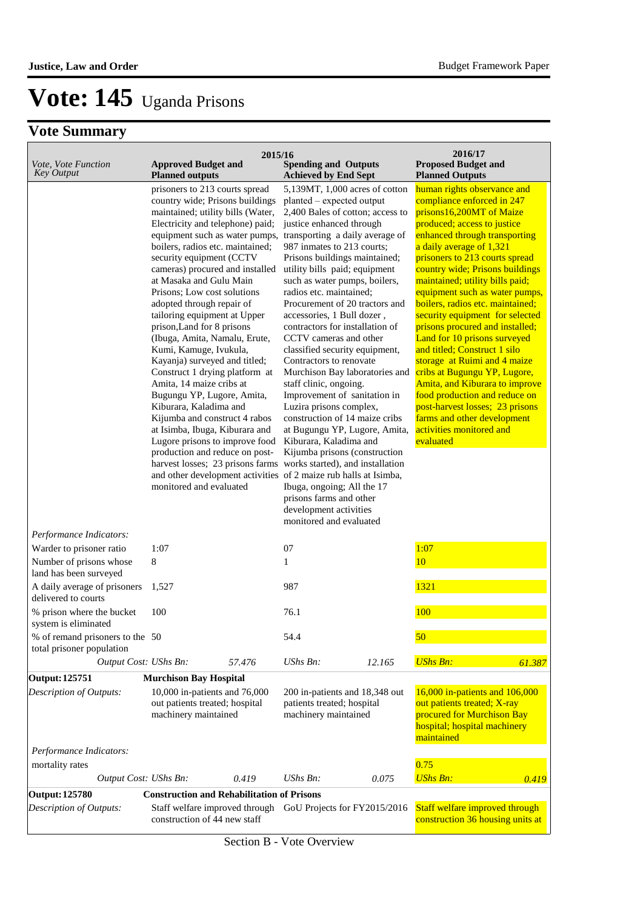# Vote: 145 Uganda Prisons

## Vote Summary

| *Vote, Vote Function Key Output* | 2015/16 **Approved Budget and Planned outputs** | | 2015/16 **Spending and Outputs Achieved by End Sept** | | 2016/17 **Proposed Budget and Planned Outputs** | |
|---|---|---|---|---|---|---|
| | prisoners to 213 courts spread country wide; Prisons buildings maintained; utility bills (Water, Electricity and telephone) paid; equipment such as water pumps, boilers, radios etc. maintained; security equipment (CCTV cameras) procured and installed at Masaka and Gulu Main Prisons; Low cost solutions adopted through repair of tailoring equipment at Upper prison,Land for 8 prisons (Ibuga, Amita, Namalu, Erute, Kumi, Kamuge, Ivukula, Kayanja) surveyed and titled; Construct 1 drying platform at Amita, 14 maize cribs at Bugungu YP, Lugore, Amita, Kiburara, Kaladima and Kijumba and construct 4 rabos at Isimba, Ibuga, Kiburara and Lugore prisons to improve food production and reduce on post-harvest losses; 23 prisons farms and other development activities monitored and evaluated | | 5,139MT, 1,000 acres of cotton planted – expected output 2,400 Bales of cotton; access to justice enhanced through transporting a daily average of 987 inmates to 213 courts; Prisons buildings maintained; utility bills paid; equipment such as water pumps, boilers, radios etc. maintained; Procurement of 20 tractors and accessories, 1 Bull dozer , contractors for installation of CCTV cameras and other classified security equipment, Contractors to renovate Murchison Bay laboratories and staff clinic, ongoing. Improvement of sanitation in Luzira prisons complex, construction of 14 maize cribs at Bugungu YP, Lugore, Amita, Kiburara, Kaladima and Kijumba prisons (construction works started), and installation of 2 maize rub halls at Isimba, Ibuga, ongoing; All the 17 prisons farms and other development activities monitored and evaluated | | human rights observance and compliance enforced in 247 prisons16,200MT of Maize produced; access to justice enhanced through transporting a daily average of 1,321 prisoners to 213 courts spread country wide; Prisons buildings maintained; utility bills paid; equipment such as water pumps, boilers, radios etc. maintained; security equipment for selected prisons procured and installed; Land for 10 prisons surveyed and titled; Construct 1 silo storage at Ruimi and 4 maize cribs at Bugungu YP, Lugore, Amita, and Kiburara to improve food production and reduce on post-harvest losses; 23 prisons farms and other development activities monitored and evaluated | |
| *Performance Indicators:* | | | | | | |
| Warder to prisoner ratio | 1:07 | | 07 | | 1:07 | |
| Number of prisons whose land has been surveyed | 8 | | 1 | | 10 | |
| A daily average of prisoners delivered to courts | 1,527 | | 987 | | 1321 | |
| % prison where the bucket system is eliminated | 100 | | 76.1 | | 100 | |
| % of remand prisoners to the total prisoner population | 50 | | 54.4 | | 50 | |
| *Output Cost:* | *UShs Bn:* | *57.476* | *UShs Bn:* | *12.165* | *UShs Bn:* | *61.387* |
| **Output: 125751** | **Murchison Bay Hospital** | | | | | |
| *Description of Outputs:* | 10,000 in-patients and 76,000 out patients treated; hospital machinery maintained | | 200 in-patients and 18,348 out patients treated; hospital machinery maintained | | 16,000 in-patients and 106,000 out patients treated; X-ray procured for Murchison Bay hospital; hospital machinery maintained | |
| *Performance Indicators:* | | | | | | |
| mortality rates | | | | | 0.75 | |
| *Output Cost:* | *UShs Bn:* | *0.419* | *UShs Bn:* | *0.075* | *UShs Bn:* | *0.419* |
| **Output: 125780** | **Construction and Rehabilitation of Prisons** | | | | | |
| *Description of Outputs:* | Staff welfare improved through construction of 44 new staff | | GoU Projects for FY2015/2016 | | Staff welfare improved through construction 36 housing units at | |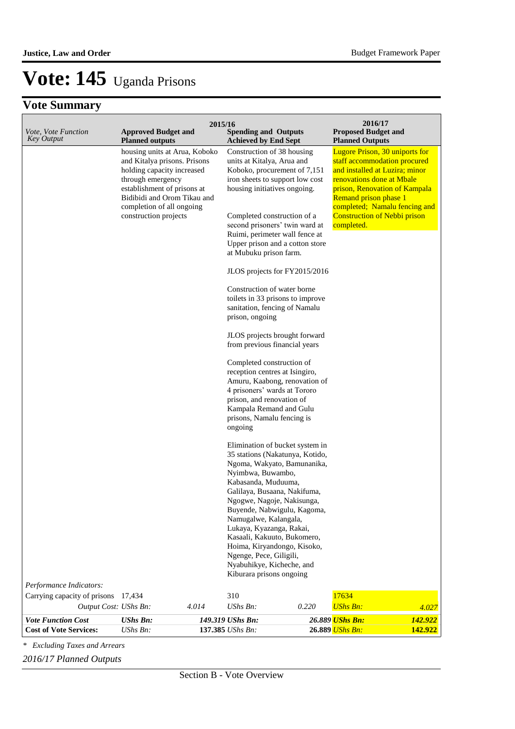# Vote: 145 Uganda Prisons

## Vote Summary

| Vote, Vote Function Key Output | 2015/16 Approved Budget and Planned outputs | | 2015/16 Spending and Outputs Achieved by End Sept | | 2016/17 Proposed Budget and Planned Outputs | |
|---|---|---|---|---|---|---|
| | housing units at Arua, Koboko and Kitalya prisons. Prisons holding capacity increased through emergency establishment of prisons at Bidibidi and Orom Tikau and completion of all ongoing construction projects | | Construction of 38 housing units at Kitalya, Arua and Koboko, procurement of 7,151 iron sheets to support low cost housing initiatives ongoing.<br><br>Completed construction of a second prisoners' twin ward at Ruimi, perimeter wall fence at Upper prison and a cotton store at Mubuku prison farm.<br><br>JLOS projects for FY2015/2016<br><br>Construction of water borne toilets in 33 prisons to improve sanitation, fencing of Namalu prison, ongoing<br><br>JLOS projects brought forward from previous financial years<br><br>Completed construction of reception centres at Isingiro, Amuru, Kaabong, renovation of 4 prisoners' wards at Tororo prison, and renovation of Kampala Remand and Gulu prisons, Namalu fencing is ongoing<br><br>Elimination of bucket system in 35 stations (Nakatunya, Kotido, Ngoma, Wakyato, Bamunanika, Nyimbwa, Buwambo, Kabasanda, Muduuma, Galilaya, Busaana, Nakifuma, Ngogwe, Nagoje, Nakisunga, Buyende, Nabwigulu, Kagoma, Namugalwe, Kalangala, Lukaya, Kyazanga, Rakai, Kasaali, Kakuuto, Bukomero, Hoima, Kiryandongo, Kisoko, Ngenge, Pece, Giligili, Nyabuhikye, Kicheche, and Kiburara prisons ongoing | | Lugore Prison, 30 uniports for staff accommodation procured and installed at Luzira; minor renovations done at Mbale prison, Renovation of Kampala Remand prison phase 1 completed; Namalu fencing and Construction of Nebbi prison completed. | |
| *Performance Indicators:* | | | | | | |
| Carrying capacity of prisons | 17,434 | | 310 | | 17634 | |
| *Output Cost:* | *UShs Bn:* | *4.014* | *UShs Bn:* | *0.220* | *UShs Bn:* | *4.027* |
| ***Vote Function Cost*** | ***UShs Bn:*** | ***149.319*** | ***UShs Bn:*** | ***26.889*** | ***UShs Bn:*** | ***142.922*** |
| **Cost of Vote Services:** | *UShs Bn:* | **137.385** | *UShs Bn:* | **26.889** | *UShs Bn:* | **142.922** |

*\* Excluding Taxes and Arrears*

*2016/17 Planned Outputs*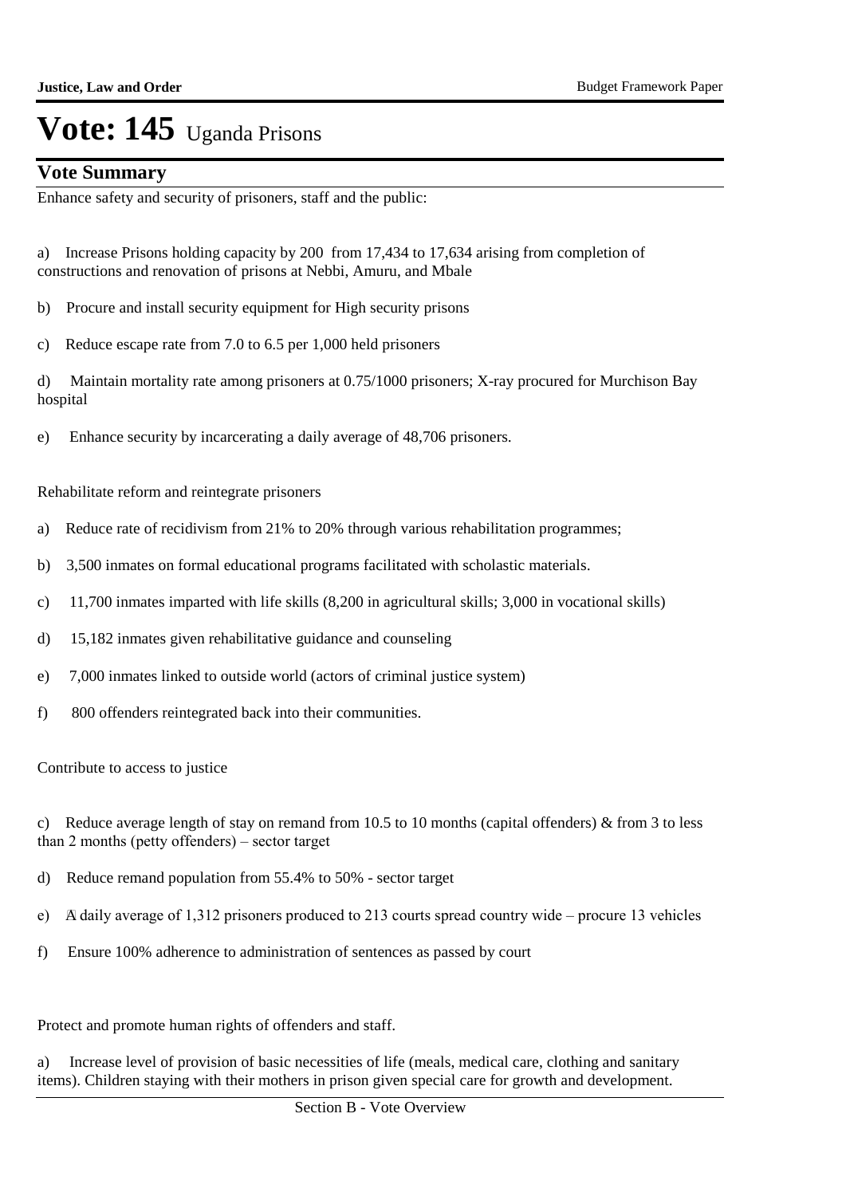# Vote: 145 Uganda Prisons

## Vote Summary

Enhance safety and security of prisoners, staff and the public:

a) Increase Prisons holding capacity by 200 from 17,434 to 17,634 arising from completion of constructions and renovation of prisons at Nebbi, Amuru, and Mbale

b) Procure and install security equipment for High security prisons

c) Reduce escape rate from 7.0 to 6.5 per 1,000 held prisoners

d) Maintain mortality rate among prisoners at 0.75/1000 prisoners; X-ray procured for Murchison Bay hospital

e) Enhance security by incarcerating a daily average of 48,706 prisoners.

Rehabilitate reform and reintegrate prisoners

a) Reduce rate of recidivism from 21% to 20% through various rehabilitation programmes;

b) 3,500 inmates on formal educational programs facilitated with scholastic materials.

c) 11,700 inmates imparted with life skills (8,200 in agricultural skills; 3,000 in vocational skills)

d) 15,182 inmates given rehabilitative guidance and counseling

e) 7,000 inmates linked to outside world (actors of criminal justice system)

f) 800 offenders reintegrated back into their communities.

Contribute to access to justice

c) Reduce average length of stay on remand from 10.5 to 10 months (capital offenders) & from 3 to less than 2 months (petty offenders) – sector target

d) Reduce remand population from 55.4% to 50% - sector target

e) A daily average of 1,312 prisoners produced to 213 courts spread country wide – procure 13 vehicles

f) Ensure 100% adherence to administration of sentences as passed by court

Protect and promote human rights of offenders and staff.

a) Increase level of provision of basic necessities of life (meals, medical care, clothing and sanitary items). Children staying with their mothers in prison given special care for growth and development.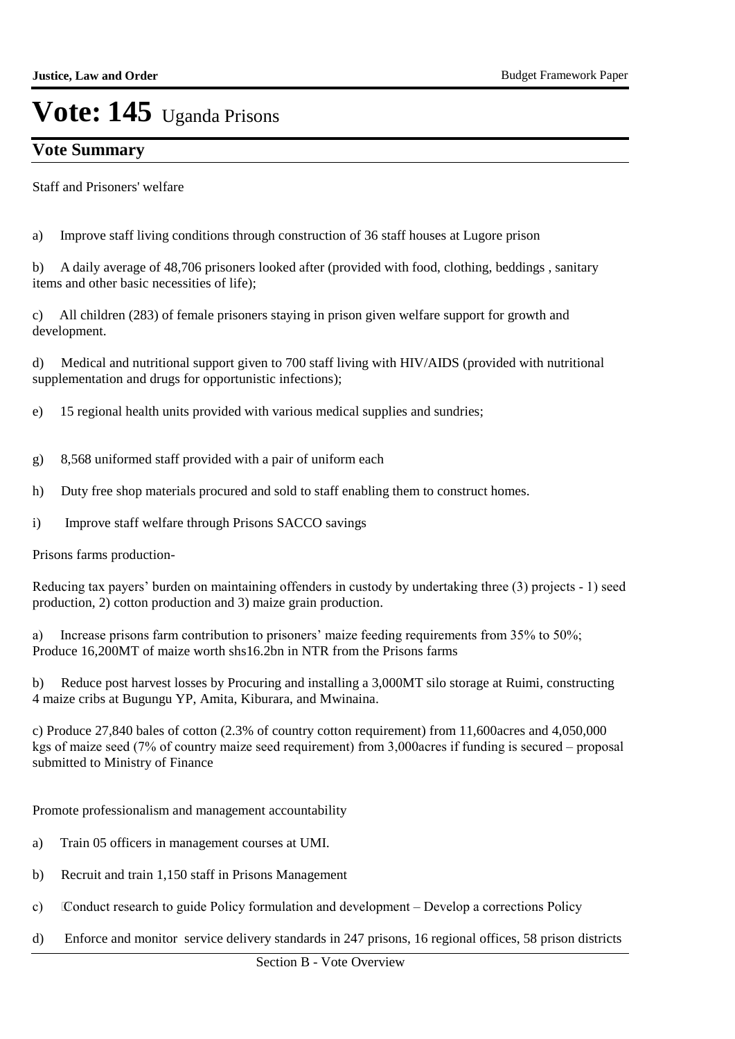# Vote: 145 Uganda Prisons

## Vote Summary

Staff and Prisoners' welfare

a) Improve staff living conditions through construction of 36 staff houses at Lugore prison

b) A daily average of 48,706 prisoners looked after (provided with food, clothing, beddings , sanitary items and other basic necessities of life);

c) All children (283) of female prisoners staying in prison given welfare support for growth and development.

d) Medical and nutritional support given to 700 staff living with HIV/AIDS (provided with nutritional supplementation and drugs for opportunistic infections);

e) 15 regional health units provided with various medical supplies and sundries;

g) 8,568 uniformed staff provided with a pair of uniform each

h) Duty free shop materials procured and sold to staff enabling them to construct homes.

i) Improve staff welfare through Prisons SACCO savings

Prisons farms production-

Reducing tax payers' burden on maintaining offenders in custody by undertaking three (3) projects - 1) seed production, 2) cotton production and 3) maize grain production.

a) Increase prisons farm contribution to prisoners' maize feeding requirements from 35% to 50%; Produce 16,200MT of maize worth shs16.2bn in NTR from the Prisons farms

b) Reduce post harvest losses by Procuring and installing a 3,000MT silo storage at Ruimi, constructing 4 maize cribs at Bugungu YP, Amita, Kiburara, and Mwinaina.

c) Produce 27,840 bales of cotton (2.3% of country cotton requirement) from 11,600acres and 4,050,000 kgs of maize seed (7% of country maize seed requirement) from 3,000acres if funding is secured – proposal submitted to Ministry of Finance

Promote professionalism and management accountability

a) Train 05 officers in management courses at UMI.

b) Recruit and train 1,150 staff in Prisons Management

c) Conduct research to guide Policy formulation and development – Develop a corrections Policy

d) Enforce and monitor service delivery standards in 247 prisons, 16 regional offices, 58 prison districts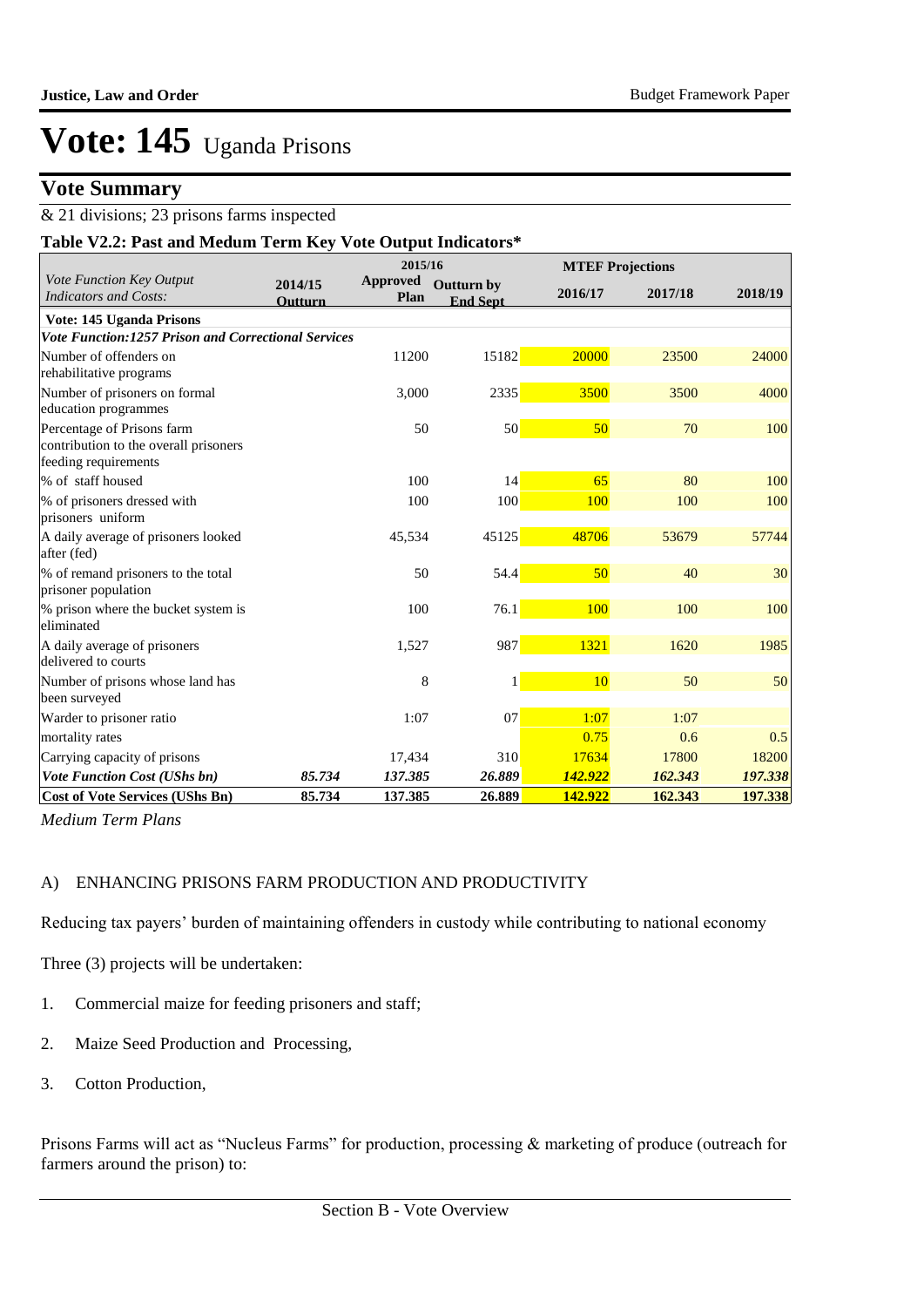# Vote: 145 Uganda Prisons

## Vote Summary

& 21 divisions; 23 prisons farms inspected

### Table V2.2: Past and Medum Term Key Vote Output Indicators*

| *Vote Function Key Output Indicators and Costs:* | 2014/15 Outturn | 2015/16 Approved Plan | 2015/16 Outturn by End Sept | MTEF Projections 2016/17 | MTEF Projections 2017/18 | MTEF Projections 2018/19 |
|---|---|---|---|---|---|---|
| **Vote: 145 Uganda Prisons** | | | | | | |
| ***Vote Function:1257 Prison and Correctional Services*** | | | | | | |
| Number of offenders on rehabilitative programs | | 11200 | 15182 | 20000 | 23500 | 24000 |
| Number of prisoners on formal education programmes | | 3,000 | 2335 | 3500 | 3500 | 4000 |
| Percentage of Prisons farm contribution to the overall prisoners feeding requirements | | 50 | 50 | 50 | 70 | 100 |
| % of staff housed | | 100 | 14 | 65 | 80 | 100 |
| % of prisoners dressed with prisoners uniform | | 100 | 100 | 100 | 100 | 100 |
| A daily average of prisoners looked after (fed) | | 45,534 | 45125 | 48706 | 53679 | 57744 |
| % of remand prisoners to the total prisoner population | | 50 | 54.4 | 50 | 40 | 30 |
| % prison where the bucket system is eliminated | | 100 | 76.1 | 100 | 100 | 100 |
| A daily average of prisoners delivered to courts | | 1,527 | 987 | 1321 | 1620 | 1985 |
| Number of prisons whose land has been surveyed | | 8 | 1 | 10 | 50 | 50 |
| Warder to prisoner ratio | | 1:07 | 07 | 1:07 | 1:07 | |
| mortality rates | | | | 0.75 | 0.6 | 0.5 |
| Carrying capacity of prisons | | 17,434 | 310 | 17634 | 17800 | 18200 |
| ***Vote Function Cost (UShs bn)*** | ***85.734*** | ***137.385*** | ***26.889*** | ***142.922*** | ***162.343*** | ***197.338*** |
| **Cost of Vote Services (UShs Bn)** | **85.734** | **137.385** | **26.889** | **142.922** | **162.343** | **197.338** |

*Medium Term Plans*

A) ENHANCING PRISONS FARM PRODUCTION AND PRODUCTIVITY

Reducing tax payers' burden of maintaining offenders in custody while contributing to national economy

Three (3) projects will be undertaken:

1. Commercial maize for feeding prisoners and staff;
2. Maize Seed Production and Processing,
3. Cotton Production,

Prisons Farms will act as "Nucleus Farms" for production, processing & marketing of produce (outreach for farmers around the prison) to: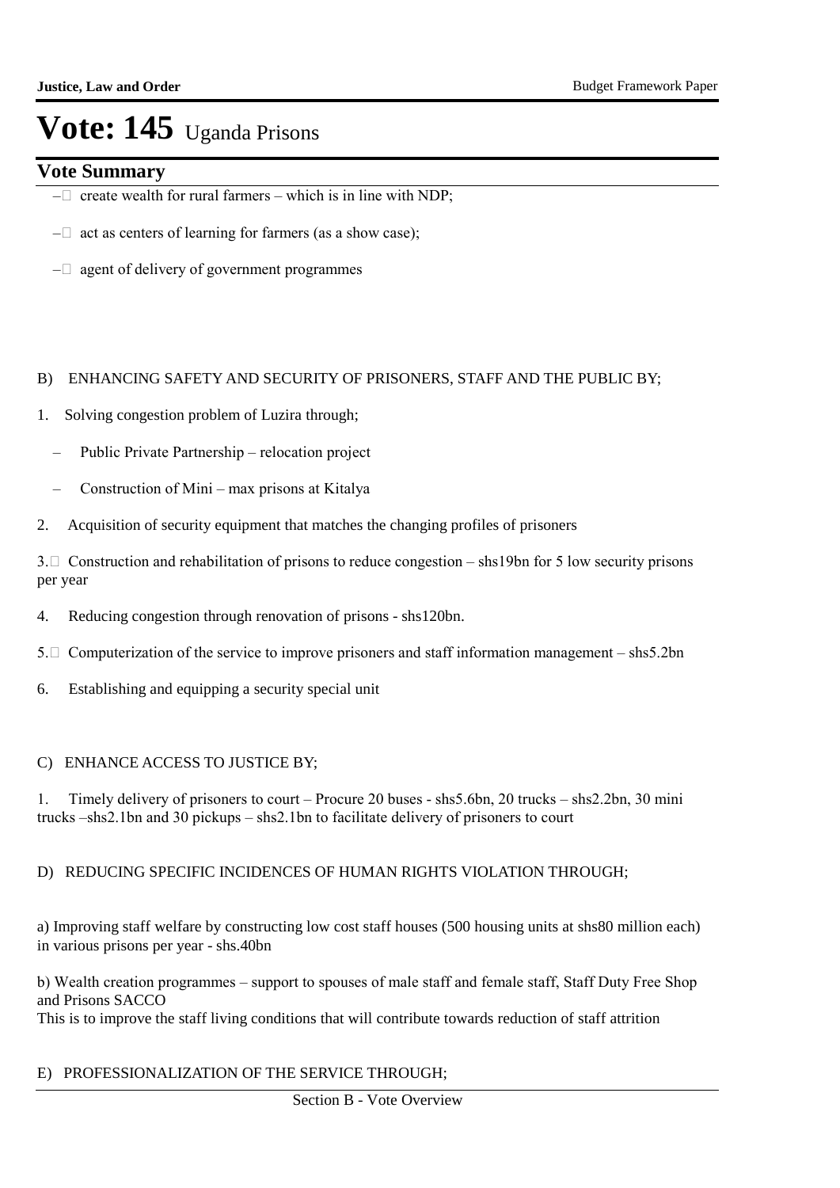# Vote: 145 Uganda Prisons

## Vote Summary

- create wealth for rural farmers – which is in line with NDP;
- act as centers of learning for farmers (as a show case);
- agent of delivery of government programmes

B) ENHANCING SAFETY AND SECURITY OF PRISONERS, STAFF AND THE PUBLIC BY;

1. Solving congestion problem of Luzira through;
   - Public Private Partnership – relocation project
   - Construction of Mini – max prisons at Kitalya
2. Acquisition of security equipment that matches the changing profiles of prisoners
3. Construction and rehabilitation of prisons to reduce congestion – shs19bn for 5 low security prisons per year
4. Reducing congestion through renovation of prisons - shs120bn.
5. Computerization of the service to improve prisoners and staff information management – shs5.2bn
6. Establishing and equipping a security special unit

C) ENHANCE ACCESS TO JUSTICE BY;

1. Timely delivery of prisoners to court – Procure 20 buses - shs5.6bn, 20 trucks – shs2.2bn, 30 mini trucks –shs2.1bn and 30 pickups – shs2.1bn to facilitate delivery of prisoners to court

D) REDUCING SPECIFIC INCIDENCES OF HUMAN RIGHTS VIOLATION THROUGH;

a) Improving staff welfare by constructing low cost staff houses (500 housing units at shs80 million each) in various prisons per year - shs.40bn

b) Wealth creation programmes – support to spouses of male staff and female staff, Staff Duty Free Shop and Prisons SACCO
This is to improve the staff living conditions that will contribute towards reduction of staff attrition

E) PROFESSIONALIZATION OF THE SERVICE THROUGH;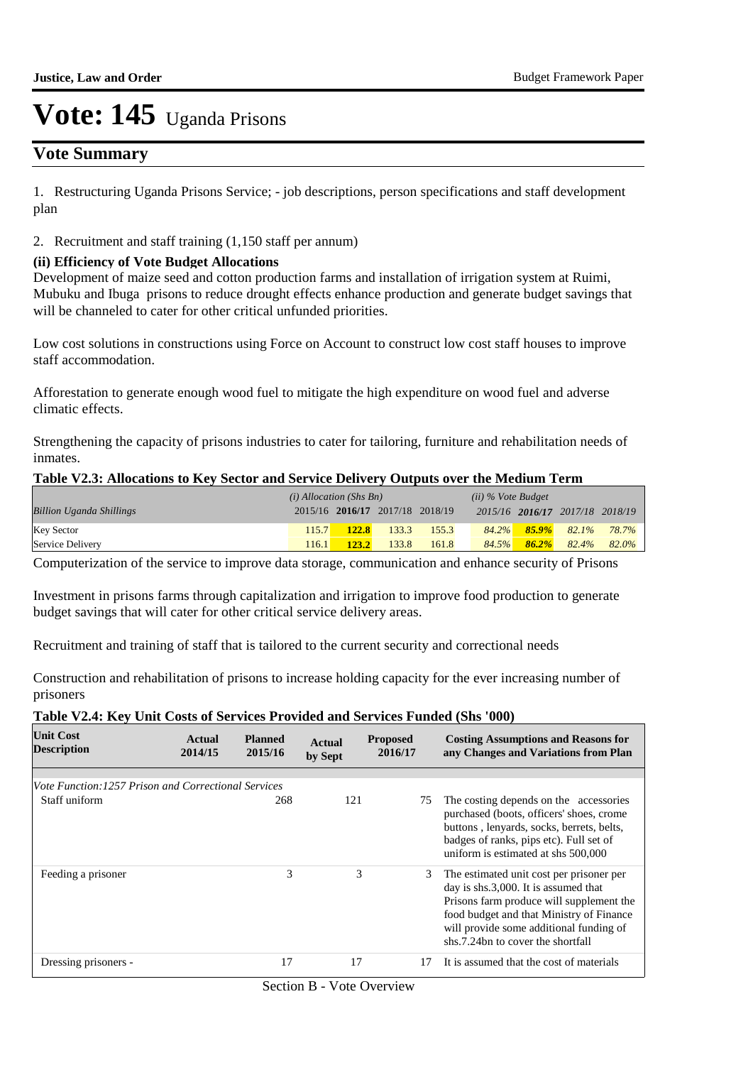# Vote: 145 Uganda Prisons

## Vote Summary

1. Restructuring Uganda Prisons Service; - job descriptions, person specifications and staff development plan

2. Recruitment and staff training (1,150 staff per annum)

**(ii) Efficiency of Vote Budget Allocations**

Development of maize seed and cotton production farms and installation of irrigation system at Ruimi, Mubuku and Ibuga prisons to reduce drought effects enhance production and generate budget savings that will be channeled to cater for other critical unfunded priorities.

Low cost solutions in constructions using Force on Account to construct low cost staff houses to improve staff accommodation.

Afforestation to generate enough wood fuel to mitigate the high expenditure on wood fuel and adverse climatic effects.

Strengthening the capacity of prisons industries to cater for tailoring, furniture and rehabilitation needs of inmates.

**Table V2.3: Allocations to Key Sector and Service Delivery Outputs over the Medium Term**

| | *(i) Allocation (Shs Bn)* | | | | *(ii) % Vote Budget* | | | |
|---|---|---|---|---|---|---|---|---|
| *Billion Uganda Shillings* | 2015/16 | **2016/17** | 2017/18 | 2018/19 | *2015/16* | ***2016/17*** | *2017/18* | *2018/19* |
| Key Sector | 115.7 | **122.8** | 133.3 | 155.3 | *84.2%* | ***85.9%*** | *82.1%* | *78.7%* |
| Service Delivery | 116.1 | **123.2** | 133.8 | 161.8 | *84.5%* | ***86.2%*** | *82.4%* | *82.0%* |

Computerization of the service to improve data storage, communication and enhance security of Prisons

Investment in prisons farms through capitalization and irrigation to improve food production to generate budget savings that will cater for other critical service delivery areas.

Recruitment and training of staff that is tailored to the current security and correctional needs

Construction and rehabilitation of prisons to increase holding capacity for the ever increasing number of prisoners

**Table V2.4: Key Unit Costs of Services Provided and Services Funded (Shs '000)**

| Unit Cost Description | Actual 2014/15 | Planned 2015/16 | Actual by Sept | Proposed 2016/17 | Costing Assumptions and Reasons for any Changes and Variations from Plan |
|---|---|---|---|---|---|
| *Vote Function:1257 Prison and Correctional Services* | | | | | |
| Staff uniform | | 268 | 121 | 75 | The costing depends on the accessories purchased (boots, officers' shoes, crome buttons , lenyards, socks, berrets, belts, badges of ranks, pips etc). Full set of uniform is estimated at shs 500,000 |
| Feeding a prisoner | | 3 | 3 | 3 | The estimated unit cost per prisoner per day is shs.3,000. It is assumed that Prisons farm produce will supplement the food budget and that Ministry of Finance will provide some additional funding of shs.7.24bn to cover the shortfall |
| Dressing prisoners - | | 17 | 17 | 17 | It is assumed that the cost of materials |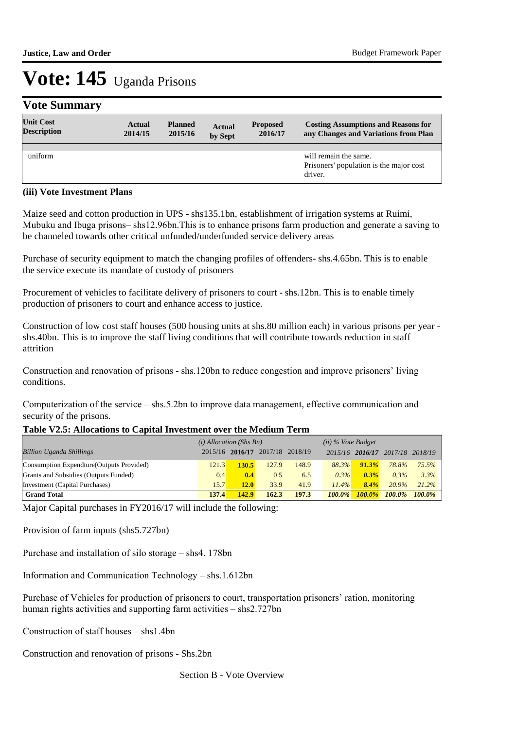# Vote: 145 Uganda Prisons

## Vote Summary

| Unit Cost Description | Actual 2014/15 | Planned 2015/16 | Actual by Sept | Proposed 2016/17 | Costing Assumptions and Reasons for any Changes and Variations from Plan |
|---|---|---|---|---|---|
| uniform | | | | | will remain the same. Prisoners' population is the major cost driver. |

**(iii) Vote Investment Plans**

Maize seed and cotton production in UPS - shs135.1bn, establishment of irrigation systems at Ruimi, Mubuku and Ibuga prisons– shs12.96bn.This is to enhance prisons farm production and generate a saving to be channeled towards other critical unfunded/underfunded service delivery areas

Purchase of security equipment to match the changing profiles of offenders- shs.4.65bn. This is to enable the service execute its mandate of custody of prisoners

Procurement of vehicles to facilitate delivery of prisoners to court - shs.12bn. This is to enable timely production of prisoners to court and enhance access to justice.

Construction of low cost staff houses (500 housing units at shs.80 million each) in various prisons per year - shs.40bn. This is to improve the staff living conditions that will contribute towards reduction in staff attrition

Construction and renovation of prisons - shs.120bn to reduce congestion and improve prisoners' living conditions.

Computerization of the service – shs.5.2bn to improve data management, effective communication and security of the prisons.

**Table V2.5: Allocations to Capital Investment over the Medium Term**

| *Billion Uganda Shillings* | *(i) Allocation (Shs Bn)* 2015/16 | 2016/17 | 2017/18 | 2018/19 | *(ii) % Vote Budget* 2015/16 | 2016/17 | 2017/18 | 2018/19 |
|---|---|---|---|---|---|---|---|---|
| Consumption Expendture(Outputs Provided) | 121.3 | **130.5** | 127.9 | 148.9 | *88.3%* | ***91.3%*** | *78.8%* | *75.5%* |
| Grants and Subsidies (Outputs Funded) | 0.4 | **0.4** | 0.5 | 6.5 | *0.3%* | ***0.3%*** | *0.3%* | *3.3%* |
| Investment (Capital Purchases) | 15.7 | **12.0** | 33.9 | 41.9 | *11.4%* | ***8.4%*** | *20.9%* | *21.2%* |
| **Grand Total** | **137.4** | **142.9** | **162.3** | **197.3** | ***100.0%*** | ***100.0%*** | ***100.0%*** | ***100.0%*** |

Major Capital purchases in FY2016/17 will include the following:

Provision of farm inputs (shs5.727bn)

Purchase and installation of silo storage – shs4. 178bn

Information and Communication Technology – shs.1.612bn

Purchase of Vehicles for production of prisoners to court, transportation prisoners' ration, monitoring human rights activities and supporting farm activities – shs2.727bn

Construction of staff houses – shs1.4bn

Construction and renovation of prisons - Shs.2bn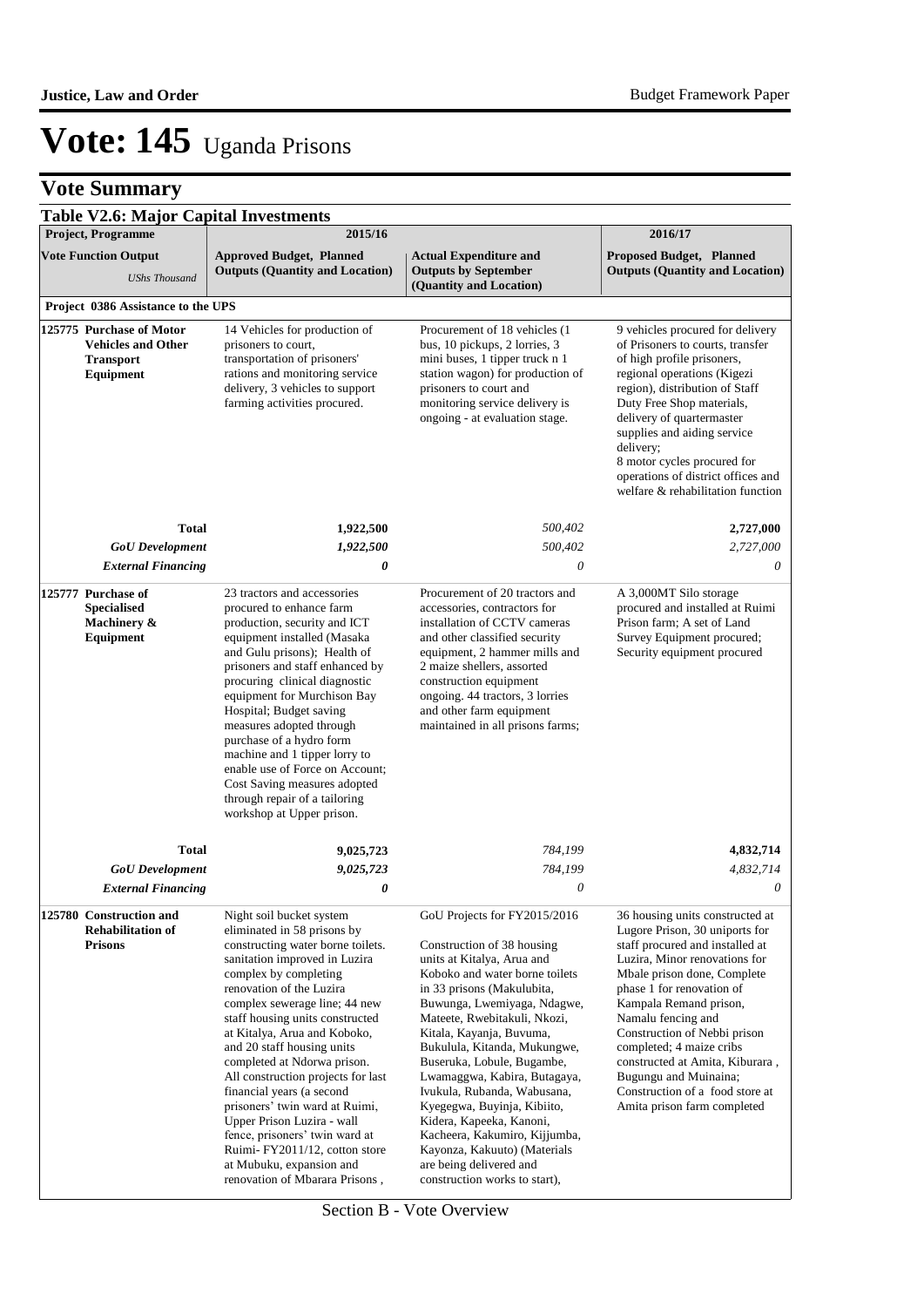# Vote: 145 Uganda Prisons

## Vote Summary

### Table V2.6: Major Capital Investments

| Project, Programme | 2015/16 | | 2016/17 |
|---|---|---|---|
| **Vote Function Output** *UShs Thousand* | **Approved Budget, Planned Outputs (Quantity and Location)** | **Actual Expenditure and Outputs by September (Quantity and Location)** | **Proposed Budget, Planned Outputs (Quantity and Location)** |
| **Project 0386 Assistance to the UPS** | | | |
| **125775 Purchase of Motor Vehicles and Other Transport Equipment** | 14 Vehicles for production of prisoners to court, transportation of prisoners' rations and monitoring service delivery, 3 vehicles to support farming activities procured. | Procurement of 18 vehicles (1 bus, 10 pickups, 2 lorries, 3 mini buses, 1 tipper truck n 1 station wagon) for production of prisoners to court and monitoring service delivery is ongoing - at evaluation stage. | 9 vehicles procured for delivery of Prisoners to courts, transfer of high profile prisoners, regional operations (Kigezi region), distribution of Staff Duty Free Shop materials, delivery of quartermaster supplies and aiding service delivery;<br>8 motor cycles procured for operations of district offices and welfare & rehabilitation function |
| **Total** | **1,922,500** | *500,402* | **2,727,000** |
| ***GoU Development*** | ***1,922,500*** | *500,402* | *2,727,000* |
| ***External Financing*** | ***0*** | *0* | *0* |
| **125777 Purchase of Specialised Machinery & Equipment** | 23 tractors and accessories procured to enhance farm production, security and ICT equipment installed (Masaka and Gulu prisons); Health of prisoners and staff enhanced by procuring clinical diagnostic equipment for Murchison Bay Hospital; Budget saving measures adopted through purchase of a hydro form machine and 1 tipper lorry to enable use of Force on Account; Cost Saving measures adopted through repair of a tailoring workshop at Upper prison. | Procurement of 20 tractors and accessories, contractors for installation of CCTV cameras and other classified security equipment, 2 hammer mills and 2 maize shellers, assorted construction equipment ongoing. 44 tractors, 3 lorries and other farm equipment maintained in all prisons farms; | A 3,000MT Silo storage procured and installed at Ruimi Prison farm; A set of Land Survey Equipment procured; Security equipment procured |
| **Total** | **9,025,723** | *784,199* | **4,832,714** |
| ***GoU Development*** | ***9,025,723*** | *784,199* | *4,832,714* |
| ***External Financing*** | ***0*** | *0* | *0* |
| **125780 Construction and Rehabilitation of Prisons** | Night soil bucket system eliminated in 58 prisons by constructing water borne toilets. sanitation improved in Luzira complex by completing renovation of the Luzira complex sewerage line; 44 new staff housing units constructed at Kitalya, Arua and Koboko, and 20 staff housing units completed at Ndorwa prison. All construction projects for last financial years (a second prisoners' twin ward at Ruimi, Upper Prison Luzira - wall fence, prisoners' twin ward at Ruimi- FY2011/12, cotton store at Mubuku, expansion and renovation of Mbarara Prisons , | GoU Projects for FY2015/2016<br><br>Construction of 38 housing units at Kitalya, Arua and Koboko and water borne toilets in 33 prisons (Makulubita, Buwunga, Lwemiyaga, Ndagwe, Mateete, Rwebitakuli, Nkozi, Kitala, Kayanja, Buvuma, Bukulula, Kitanda, Mukungwe, Buseruka, Lobule, Bugambe, Lwamaggwa, Kabira, Butagaya, Ivukula, Rubanda, Wabusana, Kyegegwa, Buyinja, Kibiito, Kidera, Kapeeka, Kanoni, Kacheera, Kakumiro, Kijjumba, Kayonza, Kakuuto) (Materials are being delivered and construction works to start), | 36 housing units constructed at Lugore Prison, 30 uniports for staff procured and installed at Luzira, Minor renovations for Mbale prison done, Complete phase 1 for renovation of Kampala Remand prison, Namalu fencing and Construction of Nebbi prison completed; 4 maize cribs constructed at Amita, Kiburara , Bugungu and Muinaina; Construction of a food store at Amita prison farm completed |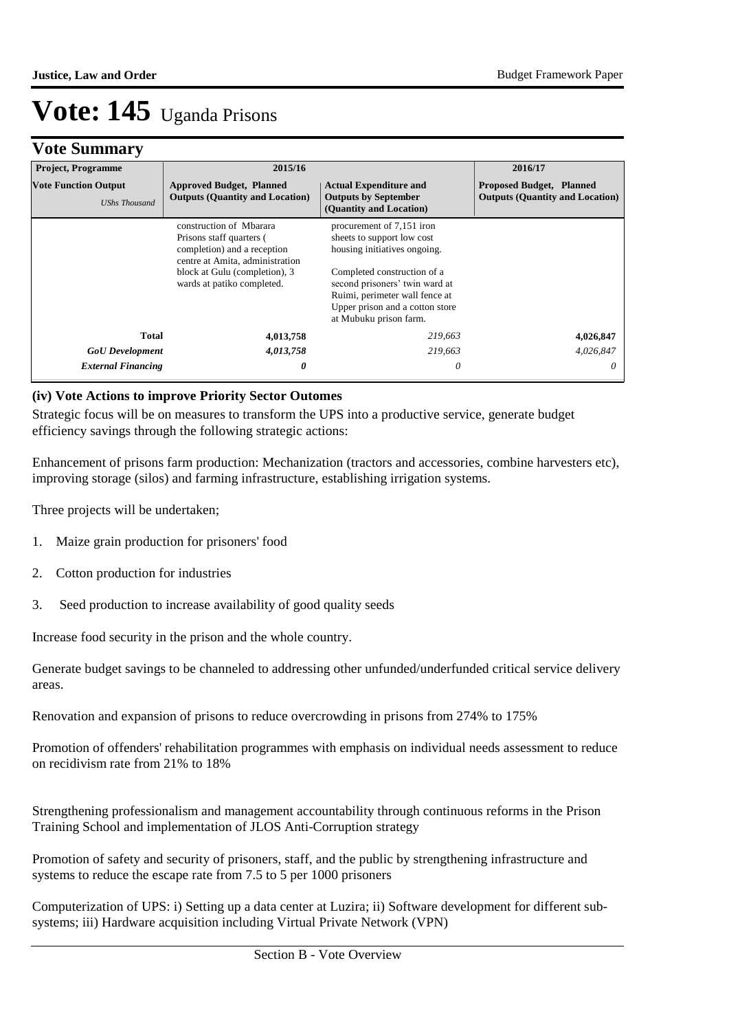# Vote: 145 Uganda Prisons

## Vote Summary

| Project, Programme | 2015/16 | | 2016/17 |
|---|---|---|---|
| **Vote Function Output** *UShs Thousand* | **Approved Budget, Planned Outputs (Quantity and Location)** | **Actual Expenditure and Outputs by September (Quantity and Location)** | **Proposed Budget, Planned Outputs (Quantity and Location)** |
| | construction of Mbarara Prisons staff quarters ( completion) and a reception centre at Amita, administration block at Gulu (completion), 3 wards at patiko completed. | procurement of 7,151 iron sheets to support low cost housing initiatives ongoing. Completed construction of a second prisoners' twin ward at Ruimi, perimeter wall fence at Upper prison and a cotton store at Mubuku prison farm. | |
| **Total** | **4,013,758** | *219,663* | **4,026,847** |
| ***GoU Development*** | ***4,013,758*** | *219,663* | *4,026,847* |
| ***External Financing*** | ***0*** | *0* | *0* |

**(iv) Vote Actions to improve Priority Sector Outomes**

Strategic focus will be on measures to transform the UPS into a productive service, generate budget efficiency savings through the following strategic actions:

Enhancement of prisons farm production: Mechanization (tractors and accessories, combine harvesters etc), improving storage (silos) and farming infrastructure, establishing irrigation systems.

Three projects will be undertaken;

1. Maize grain production for prisoners' food
2. Cotton production for industries
3. Seed production to increase availability of good quality seeds

Increase food security in the prison and the whole country.

Generate budget savings to be channeled to addressing other unfunded/underfunded critical service delivery areas.

Renovation and expansion of prisons to reduce overcrowding in prisons from 274% to 175%

Promotion of offenders' rehabilitation programmes with emphasis on individual needs assessment to reduce on recidivism rate from 21% to 18%

Strengthening professionalism and management accountability through continuous reforms in the Prison Training School and implementation of JLOS Anti-Corruption strategy

Promotion of safety and security of prisoners, staff, and the public by strengthening infrastructure and systems to reduce the escape rate from 7.5 to 5 per 1000 prisoners

Computerization of UPS: i) Setting up a data center at Luzira; ii) Software development for different sub-systems; iii) Hardware acquisition including Virtual Private Network (VPN)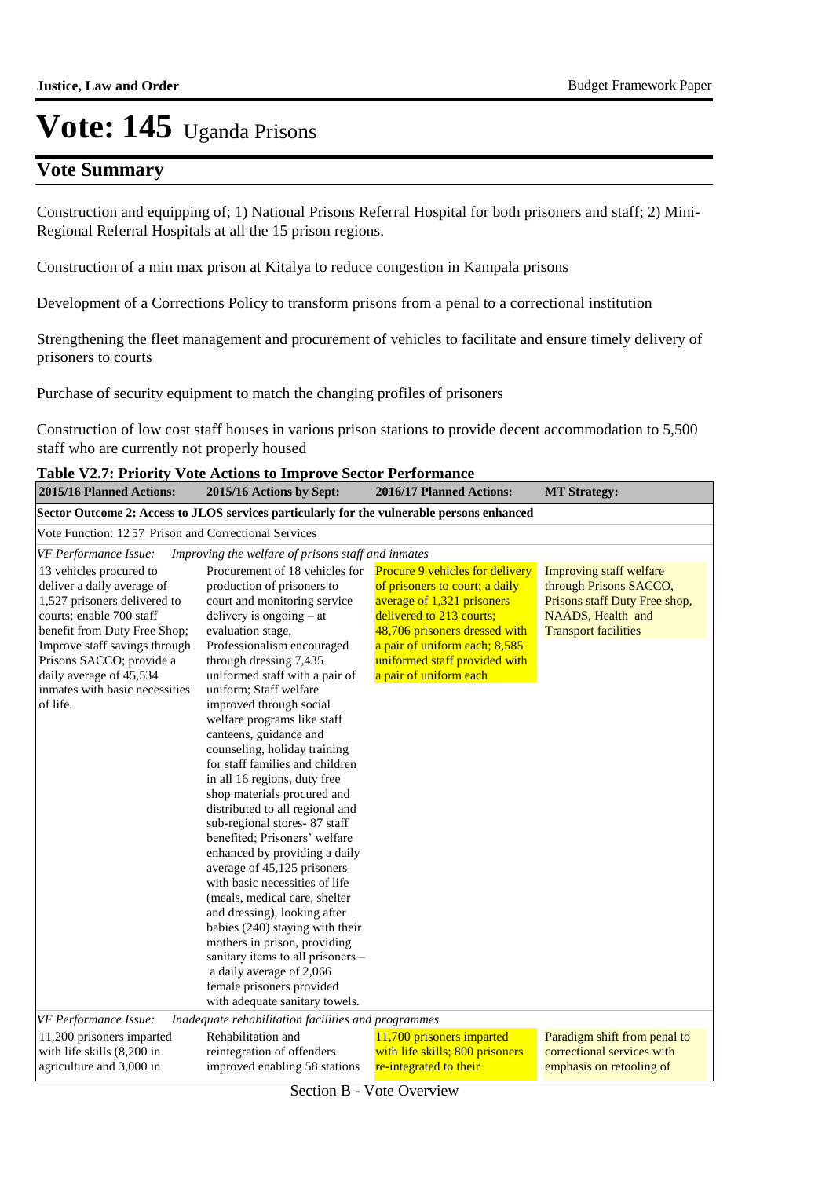# Vote: 145 Uganda Prisons

## Vote Summary

Construction and equipping of; 1) National Prisons Referral Hospital for both prisoners and staff; 2) Mini-Regional Referral Hospitals at all the 15 prison regions.

Construction of a min max prison at Kitalya to reduce congestion in Kampala prisons

Development of a Corrections Policy to transform prisons from a penal to a correctional institution

Strengthening the fleet management and procurement of vehicles to facilitate and ensure timely delivery of prisoners to courts

Purchase of security equipment to match the changing profiles of prisoners

Construction of low cost staff houses in various prison stations to provide decent accommodation to 5,500 staff who are currently not properly housed

**Table V2.7: Priority Vote Actions to Improve Sector Performance**

| 2015/16 Planned Actions: | 2015/16 Actions by Sept: | 2016/17 Planned Actions: | MT Strategy: |
|---|---|---|---|
| **Sector Outcome 2: Access to JLOS services particularly for the vulnerable persons enhanced** | | | |
| Vote Function: 12 57 Prison and Correctional Services | | | |
| *VF Performance Issue:* *Improving the welfare of prisons staff and inmates* | | | |
| 13 vehicles procured to deliver a daily average of 1,527 prisoners delivered to courts; enable 700 staff benefit from Duty Free Shop; Improve staff savings through Prisons SACCO; provide a daily average of 45,534 inmates with basic necessities of life. | Procurement of 18 vehicles for production of prisoners to court and monitoring service delivery is ongoing – at evaluation stage, Professionalism encouraged through dressing 7,435 uniformed staff with a pair of uniform; Staff welfare improved through social welfare programs like staff canteens, guidance and counseling, holiday training for staff families and children in all 16 regions, duty free shop materials procured and distributed to all regional and sub-regional stores- 87 staff benefited; Prisoners' welfare enhanced by providing a daily average of 45,125 prisoners with basic necessities of life (meals, medical care, shelter and dressing), looking after babies (240) staying with their mothers in prison, providing sanitary items to all prisoners – a daily average of 2,066 female prisoners provided with adequate sanitary towels. | Procure 9 vehicles for delivery of prisoners to court; a daily average of 1,321 prisoners delivered to 213 courts; 48,706 prisoners dressed with a pair of uniform each; 8,585 uniformed staff provided with a pair of uniform each | Improving staff welfare through Prisons SACCO, Prisons staff Duty Free shop, NAADS, Health and Transport facilities |
| *VF Performance Issue:* *Inadequate rehabilitation facilities and programmes* | | | |
| 11,200 prisoners imparted with life skills (8,200 in agriculture and 3,000 in | Rehabilitation and reintegration of offenders improved enabling 58 stations | 11,700 prisoners imparted with life skills; 800 prisoners re-integrated to their | Paradigm shift from penal to correctional services with emphasis on retooling of |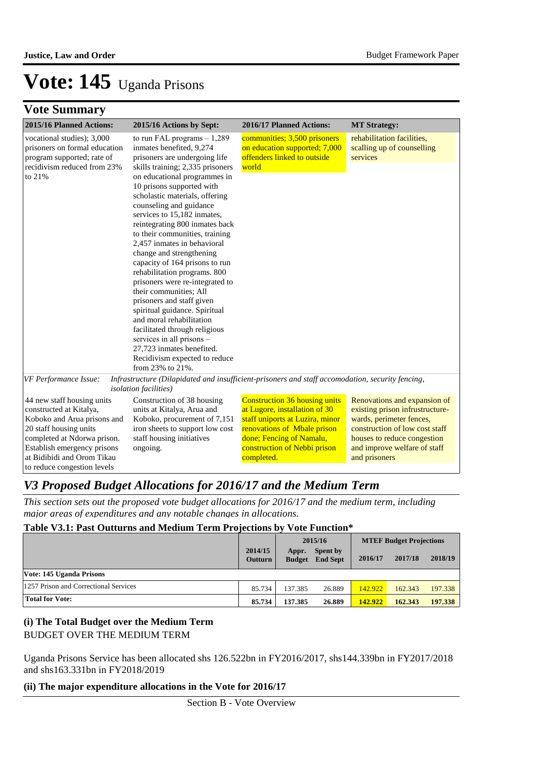# Vote: 145 Uganda Prisons

## Vote Summary

| 2015/16 Planned Actions: | 2015/16 Actions by Sept: | 2016/17 Planned Actions: | MT Strategy: |
|---|---|---|---|
| vocational studies); 3,000 prisoners on formal education program supported; rate of recidivism reduced from 23% to 21% | to run FAL programs – 1,289 inmates benefited, 9,274 prisoners are undergoing life skills training; 2,335 prisoners on educational programmes in 10 prisons supported with scholastic materials, offering counseling and guidance services to 15,182 inmates, reintegrating 800 inmates back to their communities, training 2,457 inmates in behavioral change and strengthening capacity of 164 prisons to run rehabilitation programs. 800 prisoners were re-integrated to their communities; All prisoners and staff given spiritual guidance. Spiritual and moral rehabilitation facilitated through religious services in all prisons – 27,723 inmates benefited. Recidivism expected to reduce from 23% to 21%. | communities; 3,500 prisoners on education supported; 7,000 offenders linked to outside world | rehabilitation facilities, scalling up of counselling services |
| *VF Performance Issue:* | *Infrastructure (Dilapidated and insufficient-prisoners and staff accomodation, security fencing, isolation facilities)* | | |
| 44 new staff housing units constructed at Kitalya, Koboko and Arua prisons and 20 staff housing units completed at Ndorwa prison. Establish emergency prisons at Bidibidi and Orom Tikau to reduce congestion levels | Construction of 38 housing units at Kitalya, Arua and Koboko, procurement of 7,151 iron sheets to support low cost staff housing initiatives ongoing. | Construction 36 housing units at Lugore, installation of 30 staff uniports at Luzira, minor renovations of Mbale prison done; Fencing of Namalu, construction of Nebbi prison completed. | Renovations and expansion of existing prison infrustructure-wards, perimeter fences, construction of low cost staff houses to reduce congestion and improve welfare of staff and prisoners |

## *V3 Proposed Budget Allocations for 2016/17 and the Medium Term*

*This section sets out the proposed vote budget allocations for 2016/17 and the medium term, including major areas of expenditures and any notable changes in allocations.*

**Table V3.1: Past Outturns and Medium Term Projections by Vote Function\***

| | 2014/15 Outturn | 2015/16 Appr. Budget | 2015/16 Spent by End Sept | MTEF Budget Projections 2016/17 | 2017/18 | 2018/19 |
|---|---|---|---|---|---|---|
| **Vote: 145 Uganda Prisons** | | | | | | |
| 1257 Prison and Correctional Services | 85.734 | 137.385 | 26.889 | 142.922 | 162.343 | 197.338 |
| **Total for Vote:** | **85.734** | **137.385** | **26.889** | **142.922** | **162.343** | **197.338** |

### (i) The Total Budget over the Medium Term

BUDGET OVER THE MEDIUM TERM

Uganda Prisons Service has been allocated shs 126.522bn in FY2016/2017, shs144.339bn in FY2017/2018 and shs163.331bn in FY2018/2019

### (ii) The major expenditure allocations in the Vote for 2016/17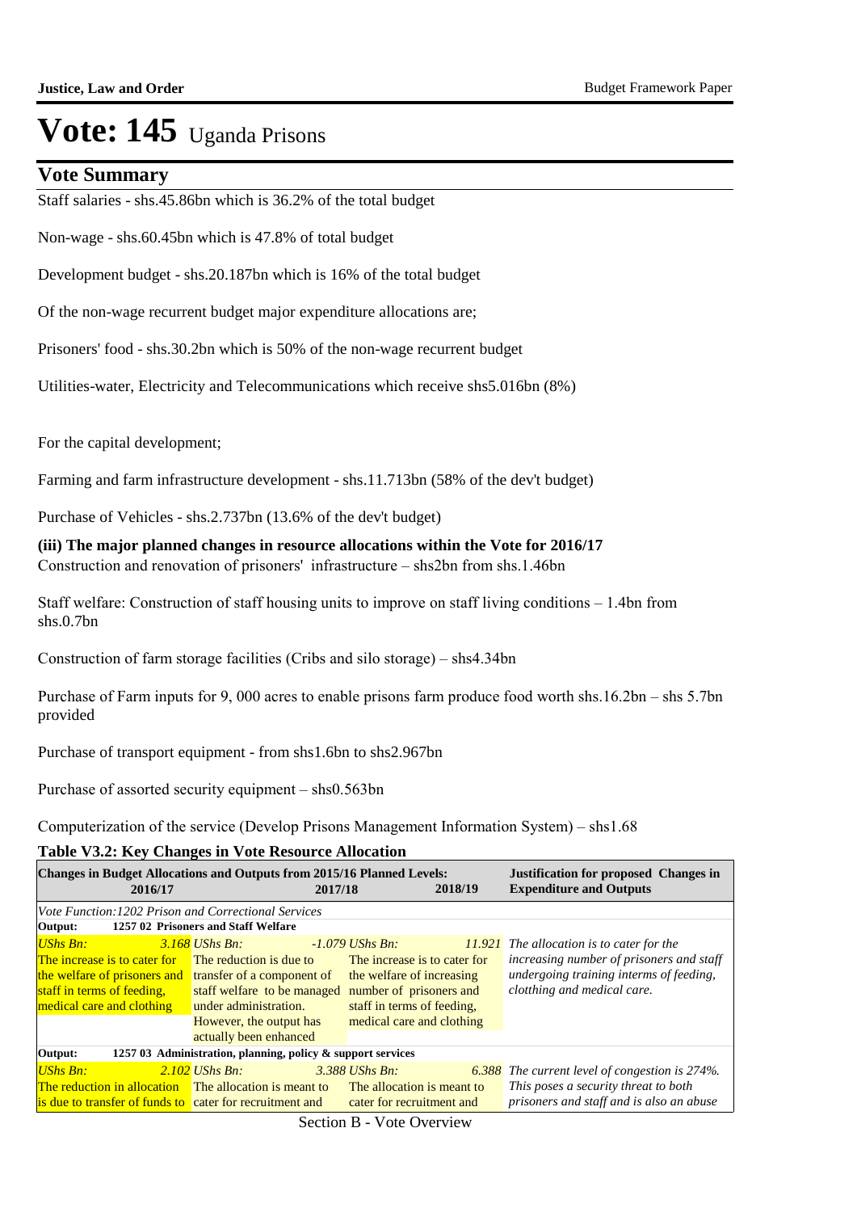# Vote: 145 Uganda Prisons

## Vote Summary

Staff salaries - shs.45.86bn which is 36.2% of the total budget

Non-wage - shs.60.45bn which is 47.8% of total budget

Development budget - shs.20.187bn which is 16% of the total budget

Of the non-wage recurrent budget major expenditure allocations are;

Prisoners' food - shs.30.2bn which is 50% of the non-wage recurrent budget

Utilities-water, Electricity and Telecommunications which receive shs5.016bn (8%)

For the capital development;

Farming and farm infrastructure development - shs.11.713bn (58% of the dev't budget)

Purchase of Vehicles - shs.2.737bn (13.6% of the dev't budget)

**(iii) The major planned changes in resource allocations within the Vote for 2016/17**

Construction and renovation of prisoners' infrastructure – shs2bn from shs.1.46bn

Staff welfare: Construction of staff housing units to improve on staff living conditions – 1.4bn from shs.0.7bn

Construction of farm storage facilities (Cribs and silo storage) – shs4.34bn

Purchase of Farm inputs for 9, 000 acres to enable prisons farm produce food worth shs.16.2bn – shs 5.7bn provided

Purchase of transport equipment - from shs1.6bn to shs2.967bn

Purchase of assorted security equipment – shs0.563bn

Computerization of the service (Develop Prisons Management Information System) – shs1.68

**Table V3.2: Key Changes in Vote Resource Allocation**

| Changes in Budget Allocations and Outputs from 2015/16 Planned Levels: 2016/17 | 2017/18 | 2018/19 | Justification for proposed Changes in Expenditure and Outputs |
|---|---|---|---|
| *Vote Function:1202 Prison and Correctional Services* | | | |
| **Output: 1257 02 Prisoners and Staff Welfare** | | | |
| *UShs Bn:* *3.168* The increase is to cater for the welfare of prisoners and staff in terms of feeding, medical care and clothing | *UShs Bn:* *-1.079* The reduction is due to transfer of a component of staff welfare to be managed under administration. However, the output has actually been enhanced | *UShs Bn:* *11.921* The increase is to cater for the welfare of increasing number of prisoners and staff in terms of feeding, medical care and clothing | *The allocation is to cater for the increasing number of prisoners and staff undergoing training interms of feeding, clotthing and medical care.* |
| **Output: 1257 03 Administration, planning, policy & support services** | | | |
| *UShs Bn:* *2.102* The reduction in allocation is due to transfer of funds to | *UShs Bn:* *3.388* The allocation is meant to cater for recruitment and | *UShs Bn:* *6.388* The allocation is meant to cater for recruitment and | *The current level of congestion is 274%. This poses a security threat to both prisoners and staff and is also an abuse* |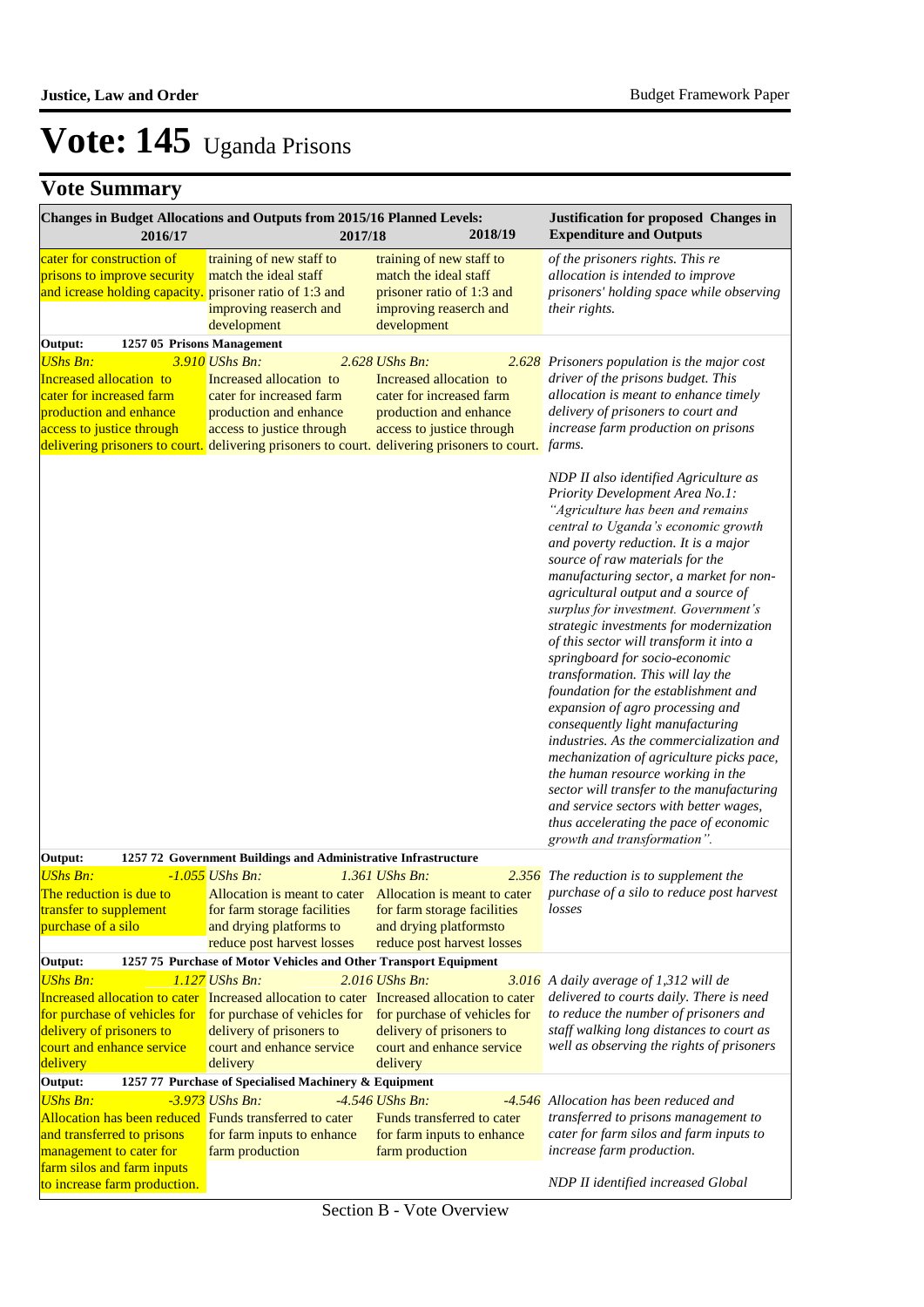# Vote: 145 Uganda Prisons

## Vote Summary

| Changes in Budget Allocations and Outputs from 2015/16 Planned Levels: 2016/17 | 2017/18 | 2018/19 | Justification for proposed Changes in Expenditure and Outputs |
|---|---|---|---|
| cater for construction of prisons to improve security and icrease holding capacity. | training of new staff to match the ideal staff prisoner ratio of 1:3 and improving reaserch and development | training of new staff to match the ideal staff prisoner ratio of 1:3 and improving reaserch and development | *of the prisoners rights. This re allocation is intended to improve prisoners' holding space while observing their rights.* |
| **Output: 1257 05 Prisons Management** | | | |
| *UShs Bn:* *3.910* Increased allocation to cater for increased farm production and enhance access to justice through delivering prisoners to court. | *UShs Bn:* *2.628* Increased allocation to cater for increased farm production and enhance access to justice through delivering prisoners to court. | *UShs Bn:* *2.628* Increased allocation to cater for increased farm production and enhance access to justice through delivering prisoners to court. | *Prisoners population is the major cost driver of the prisons budget. This allocation is meant to enhance timely delivery of prisoners to court and increase farm production on prisons farms.* <br><br> *NDP II also identified Agriculture as Priority Development Area No.1: "Agriculture has been and remains central to Uganda's economic growth and poverty reduction. It is a major source of raw materials for the manufacturing sector, a market for non-agricultural output and a source of surplus for investment. Government's strategic investments for modernization of this sector will transform it into a springboard for socio-economic transformation. This will lay the foundation for the establishment and expansion of agro processing and consequently light manufacturing industries. As the commercialization and mechanization of agriculture picks pace, the human resource working in the sector will transfer to the manufacturing and service sectors with better wages, thus accelerating the pace of economic growth and transformation".* |
| **Output: 1257 72 Government Buildings and Administrative Infrastructure** | | | |
| *UShs Bn:* *-1.055* The reduction is due to transfer to supplement purchase of a silo | *UShs Bn:* *1.361* Allocation is meant to cater for farm storage facilities and drying platforms to reduce post harvest losses | *UShs Bn:* *2.356* Allocation is meant to cater for farm storage facilities and drying platformsto reduce post harvest losses | *The reduction is to supplement the purchase of a silo to reduce post harvest losses* |
| **Output: 1257 75 Purchase of Motor Vehicles and Other Transport Equipment** | | | |
| *UShs Bn:* *1.127* Increased allocation to cater for purchase of vehicles for delivery of prisoners to court and enhance service delivery | *UShs Bn:* *2.016* Increased allocation to cater for purchase of vehicles for delivery of prisoners to court and enhance service delivery | *UShs Bn:* *3.016* Increased allocation to cater for purchase of vehicles for delivery of prisoners to court and enhance service delivery | *A daily average of 1,312 will de delivered to courts daily. There is need to reduce the number of prisoners and staff walking long distances to court as well as observing the rights of prisoners* |
| **Output: 1257 77 Purchase of Specialised Machinery & Equipment** | | | |
| *UShs Bn:* *-3.973* Allocation has been reduced and transferred to prisons management to cater for farm silos and farm inputs to increase farm production. | *UShs Bn:* *-4.546* Funds transferred to cater for farm inputs to enhance farm production | *UShs Bn:* *-4.546* Funds transferred to cater for farm inputs to enhance farm production | *Allocation has been reduced and transferred to prisons management to cater for farm silos and farm inputs to increase farm production.* <br><br> *NDP II identified increased Global* |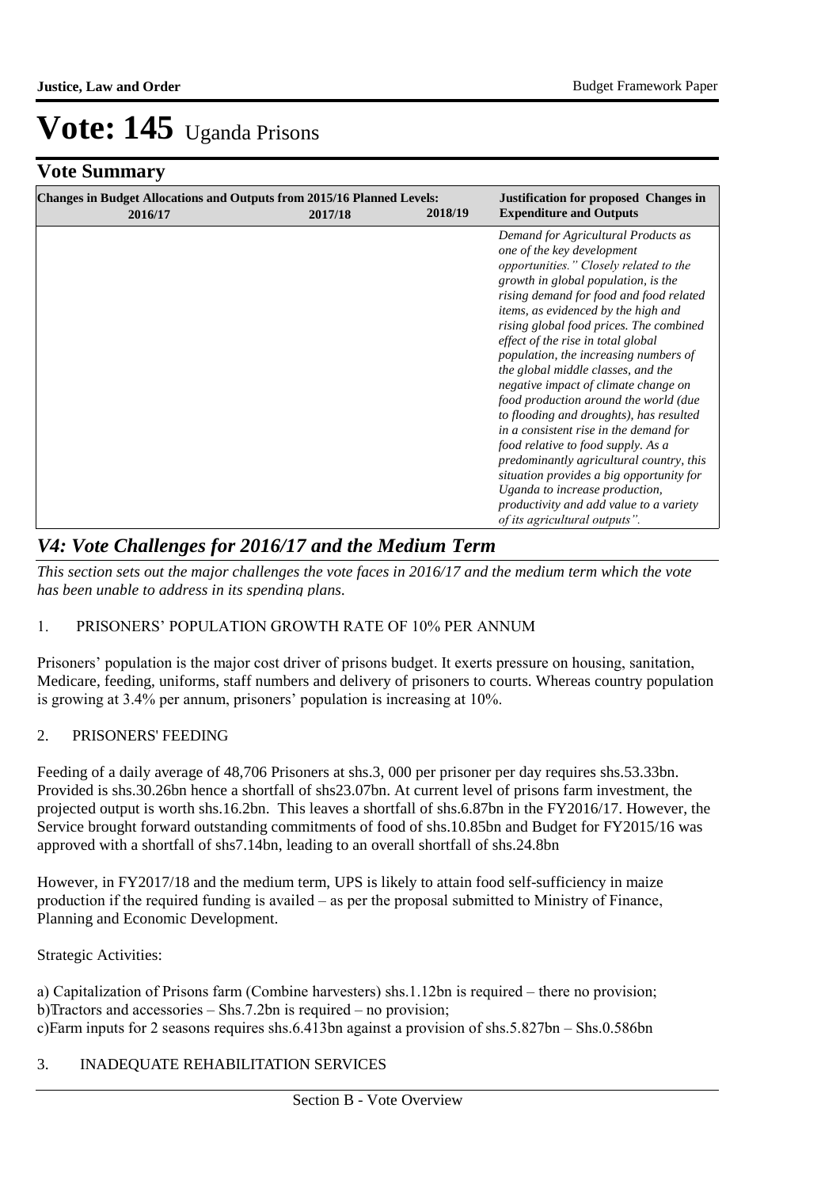# Vote: 145 Uganda Prisons

## Vote Summary

| Changes in Budget Allocations and Outputs from 2015/16 Planned Levels: 2016/17 | 2017/18 | 2018/19 | Justification for proposed Changes in Expenditure and Outputs |
|---|---|---|---|
| | | | *Demand for Agricultural Products as one of the key development opportunities." Closely related to the growth in global population, is the rising demand for food and food related items, as evidenced by the high and rising global food prices. The combined effect of the rise in total global population, the increasing numbers of the global middle classes, and the negative impact of climate change on food production around the world (due to flooding and droughts), has resulted in a consistent rise in the demand for food relative to food supply. As a predominantly agricultural country, this situation provides a big opportunity for Uganda to increase production, productivity and add value to a variety of its agricultural outputs".* |

## *V4: Vote Challenges for 2016/17 and the Medium Term*

*This section sets out the major challenges the vote faces in 2016/17 and the medium term which the vote has been unable to address in its spending plans.*

1. PRISONERS' POPULATION GROWTH RATE OF 10% PER ANNUM

Prisoners' population is the major cost driver of prisons budget. It exerts pressure on housing, sanitation, Medicare, feeding, uniforms, staff numbers and delivery of prisoners to courts. Whereas country population is growing at 3.4% per annum, prisoners' population is increasing at 10%.

2. PRISONERS' FEEDING

Feeding of a daily average of 48,706 Prisoners at shs.3, 000 per prisoner per day requires shs.53.33bn. Provided is shs.30.26bn hence a shortfall of shs23.07bn. At current level of prisons farm investment, the projected output is worth shs.16.2bn. This leaves a shortfall of shs.6.87bn in the FY2016/17. However, the Service brought forward outstanding commitments of food of shs.10.85bn and Budget for FY2015/16 was approved with a shortfall of shs7.14bn, leading to an overall shortfall of shs.24.8bn

However, in FY2017/18 and the medium term, UPS is likely to attain food self-sufficiency in maize production if the required funding is availed – as per the proposal submitted to Ministry of Finance, Planning and Economic Development.

Strategic Activities:

a) Capitalization of Prisons farm (Combine harvesters) shs.1.12bn is required – there no provision;
b)Tractors and accessories – Shs.7.2bn is required – no provision;
c)Farm inputs for 2 seasons requires shs.6.413bn against a provision of shs.5.827bn – Shs.0.586bn

3. INADEQUATE REHABILITATION SERVICES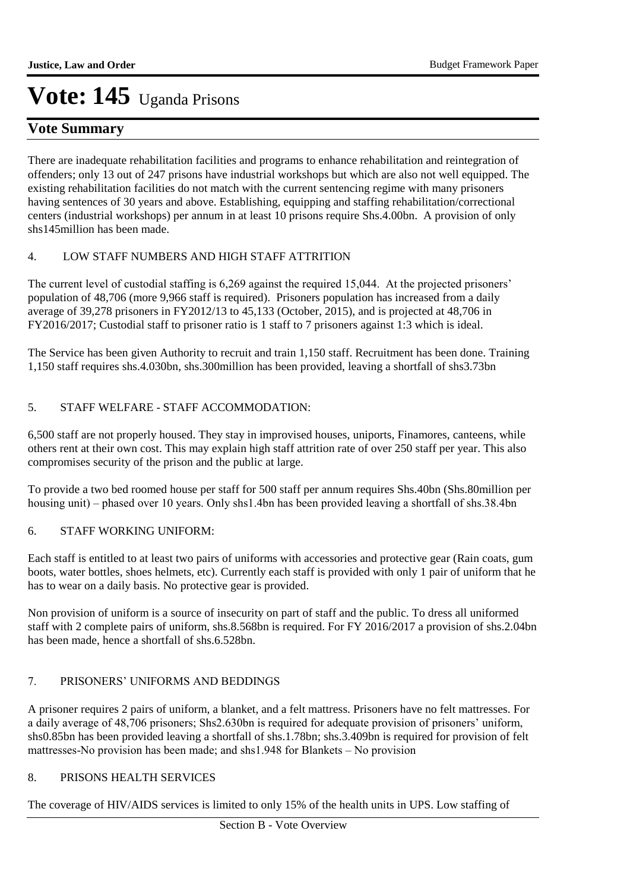# Vote: 145 Uganda Prisons

## Vote Summary

There are inadequate rehabilitation facilities and programs to enhance rehabilitation and reintegration of offenders; only 13 out of 247 prisons have industrial workshops but which are also not well equipped. The existing rehabilitation facilities do not match with the current sentencing regime with many prisoners having sentences of 30 years and above. Establishing, equipping and staffing rehabilitation/correctional centers (industrial workshops) per annum in at least 10 prisons require Shs.4.00bn. A provision of only shs145million has been made.

4. LOW STAFF NUMBERS AND HIGH STAFF ATTRITION

The current level of custodial staffing is 6,269 against the required 15,044. At the projected prisoners' population of 48,706 (more 9,966 staff is required). Prisoners population has increased from a daily average of 39,278 prisoners in FY2012/13 to 45,133 (October, 2015), and is projected at 48,706 in FY2016/2017; Custodial staff to prisoner ratio is 1 staff to 7 prisoners against 1:3 which is ideal.

The Service has been given Authority to recruit and train 1,150 staff. Recruitment has been done. Training 1,150 staff requires shs.4.030bn, shs.300million has been provided, leaving a shortfall of shs3.73bn

5. STAFF WELFARE - STAFF ACCOMMODATION:

6,500 staff are not properly housed. They stay in improvised houses, uniports, Finamores, canteens, while others rent at their own cost. This may explain high staff attrition rate of over 250 staff per year. This also compromises security of the prison and the public at large.

To provide a two bed roomed house per staff for 500 staff per annum requires Shs.40bn (Shs.80million per housing unit) – phased over 10 years. Only shs1.4bn has been provided leaving a shortfall of shs.38.4bn

6. STAFF WORKING UNIFORM:

Each staff is entitled to at least two pairs of uniforms with accessories and protective gear (Rain coats, gum boots, water bottles, shoes helmets, etc). Currently each staff is provided with only 1 pair of uniform that he has to wear on a daily basis. No protective gear is provided.

Non provision of uniform is a source of insecurity on part of staff and the public. To dress all uniformed staff with 2 complete pairs of uniform, shs.8.568bn is required. For FY 2016/2017 a provision of shs.2.04bn has been made, hence a shortfall of shs.6.528bn.

7. PRISONERS' UNIFORMS AND BEDDINGS

A prisoner requires 2 pairs of uniform, a blanket, and a felt mattress. Prisoners have no felt mattresses. For a daily average of 48,706 prisoners; Shs2.630bn is required for adequate provision of prisoners' uniform, shs0.85bn has been provided leaving a shortfall of shs.1.78bn; shs.3.409bn is required for provision of felt mattresses-No provision has been made; and shs1.948 for Blankets – No provision

8. PRISONS HEALTH SERVICES

The coverage of HIV/AIDS services is limited to only 15% of the health units in UPS. Low staffing of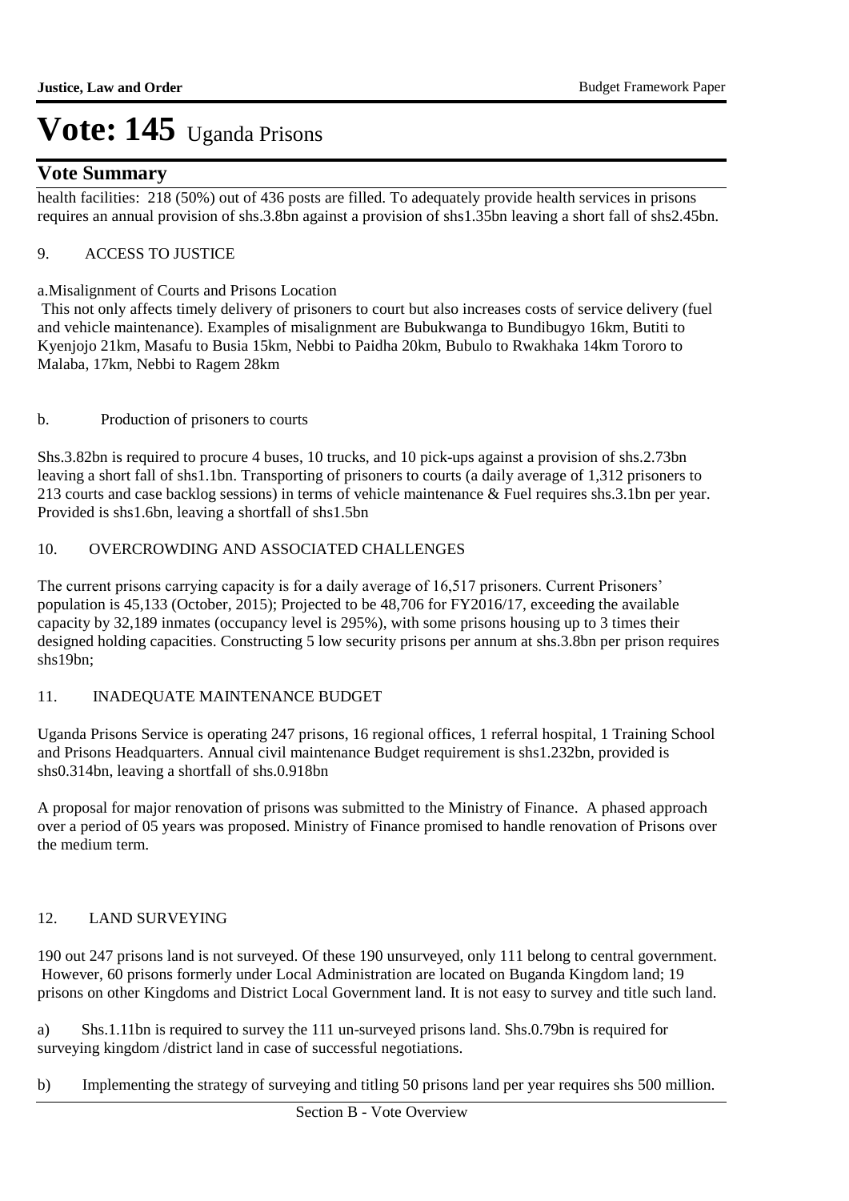# Vote: 145 Uganda Prisons

## Vote Summary

health facilities: 218 (50%) out of 436 posts are filled. To adequately provide health services in prisons requires an annual provision of shs.3.8bn against a provision of shs1.35bn leaving a short fall of shs2.45bn.

9. ACCESS TO JUSTICE

a.Misalignment of Courts and Prisons Location

This not only affects timely delivery of prisoners to court but also increases costs of service delivery (fuel and vehicle maintenance). Examples of misalignment are Bubukwanga to Bundibugyo 16km, Butiti to Kyenjojo 21km, Masafu to Busia 15km, Nebbi to Paidha 20km, Bubulo to Rwakhaka 14km Tororo to Malaba, 17km, Nebbi to Ragem 28km

b. Production of prisoners to courts

Shs.3.82bn is required to procure 4 buses, 10 trucks, and 10 pick-ups against a provision of shs.2.73bn leaving a short fall of shs1.1bn. Transporting of prisoners to courts (a daily average of 1,312 prisoners to 213 courts and case backlog sessions) in terms of vehicle maintenance & Fuel requires shs.3.1bn per year. Provided is shs1.6bn, leaving a shortfall of shs1.5bn

10. OVERCROWDING AND ASSOCIATED CHALLENGES

The current prisons carrying capacity is for a daily average of 16,517 prisoners. Current Prisoners' population is 45,133 (October, 2015); Projected to be 48,706 for FY2016/17, exceeding the available capacity by 32,189 inmates (occupancy level is 295%), with some prisons housing up to 3 times their designed holding capacities. Constructing 5 low security prisons per annum at shs.3.8bn per prison requires shs19bn;

11. INADEQUATE MAINTENANCE BUDGET

Uganda Prisons Service is operating 247 prisons, 16 regional offices, 1 referral hospital, 1 Training School and Prisons Headquarters. Annual civil maintenance Budget requirement is shs1.232bn, provided is shs0.314bn, leaving a shortfall of shs.0.918bn

A proposal for major renovation of prisons was submitted to the Ministry of Finance. A phased approach over a period of 05 years was proposed. Ministry of Finance promised to handle renovation of Prisons over the medium term.

12. LAND SURVEYING

190 out 247 prisons land is not surveyed. Of these 190 unsurveyed, only 111 belong to central government. However, 60 prisons formerly under Local Administration are located on Buganda Kingdom land; 19 prisons on other Kingdoms and District Local Government land. It is not easy to survey and title such land.

a) Shs.1.11bn is required to survey the 111 un-surveyed prisons land. Shs.0.79bn is required for surveying kingdom /district land in case of successful negotiations.

b) Implementing the strategy of surveying and titling 50 prisons land per year requires shs 500 million.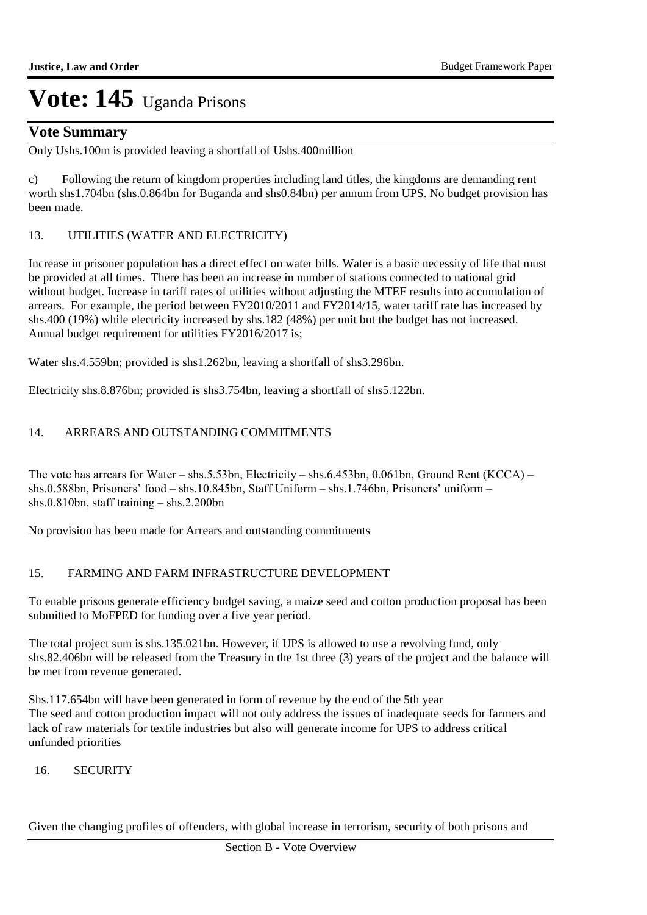# Vote: 145 Uganda Prisons

## Vote Summary

Only Ushs.100m is provided leaving a shortfall of Ushs.400million

c) Following the return of kingdom properties including land titles, the kingdoms are demanding rent worth shs1.704bn (shs.0.864bn for Buganda and shs0.84bn) per annum from UPS. No budget provision has been made.

13. UTILITIES (WATER AND ELECTRICITY)

Increase in prisoner population has a direct effect on water bills. Water is a basic necessity of life that must be provided at all times. There has been an increase in number of stations connected to national grid without budget. Increase in tariff rates of utilities without adjusting the MTEF results into accumulation of arrears. For example, the period between FY2010/2011 and FY2014/15, water tariff rate has increased by shs.400 (19%) while electricity increased by shs.182 (48%) per unit but the budget has not increased. Annual budget requirement for utilities FY2016/2017 is;

Water shs.4.559bn; provided is shs1.262bn, leaving a shortfall of shs3.296bn.

Electricity shs.8.876bn; provided is shs3.754bn, leaving a shortfall of shs5.122bn.

14. ARREARS AND OUTSTANDING COMMITMENTS

The vote has arrears for Water – shs.5.53bn, Electricity – shs.6.453bn, 0.061bn, Ground Rent (KCCA) – shs.0.588bn, Prisoners' food – shs.10.845bn, Staff Uniform – shs.1.746bn, Prisoners' uniform – shs.0.810bn, staff training – shs.2.200bn

No provision has been made for Arrears and outstanding commitments

15. FARMING AND FARM INFRASTRUCTURE DEVELOPMENT

To enable prisons generate efficiency budget saving, a maize seed and cotton production proposal has been submitted to MoFPED for funding over a five year period.

The total project sum is shs.135.021bn. However, if UPS is allowed to use a revolving fund, only shs.82.406bn will be released from the Treasury in the 1st three (3) years of the project and the balance will be met from revenue generated.

Shs.117.654bn will have been generated in form of revenue by the end of the 5th year
The seed and cotton production impact will not only address the issues of inadequate seeds for farmers and lack of raw materials for textile industries but also will generate income for UPS to address critical unfunded priorities

16. SECURITY

Given the changing profiles of offenders, with global increase in terrorism, security of both prisons and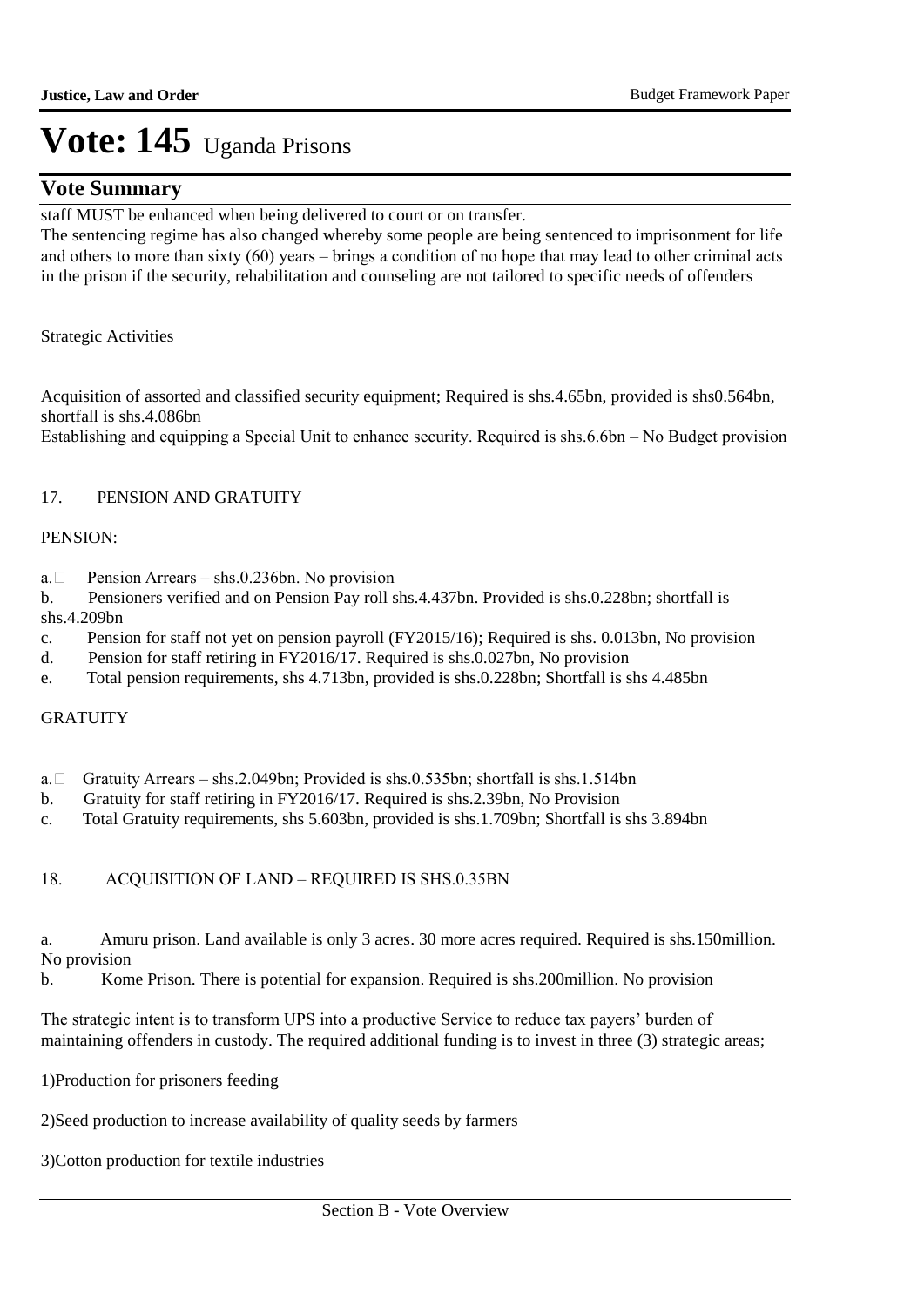staff MUST be enhanced when being delivered to court or on transfer.
The sentencing regime has also changed whereby some people are being sentenced to imprisonment for life and others to more than sixty (60) years – brings a condition of no hope that may lead to other criminal acts in the prison if the security, rehabilitation and counseling are not tailored to specific needs of offenders

Strategic Activities

Acquisition of assorted and classified security equipment; Required is shs.4.65bn, provided is shs0.564bn, shortfall is shs.4.086bn
Establishing and equipping a Special Unit to enhance security. Required is shs.6.6bn – No Budget provision

17. PENSION AND GRATUITY

PENSION:

a. Pension Arrears – shs.0.236bn. No provision
b. Pensioners verified and on Pension Pay roll shs.4.437bn. Provided is shs.0.228bn; shortfall is shs.4.209bn
c. Pension for staff not yet on pension payroll (FY2015/16); Required is shs. 0.013bn, No provision
d. Pension for staff retiring in FY2016/17. Required is shs.0.027bn, No provision
e. Total pension requirements, shs 4.713bn, provided is shs.0.228bn; Shortfall is shs 4.485bn

GRATUITY

a. Gratuity Arrears – shs.2.049bn; Provided is shs.0.535bn; shortfall is shs.1.514bn
b. Gratuity for staff retiring in FY2016/17. Required is shs.2.39bn, No Provision
c. Total Gratuity requirements, shs 5.603bn, provided is shs.1.709bn; Shortfall is shs 3.894bn

18. ACQUISITION OF LAND – REQUIRED IS SHS.0.35BN

a. Amuru prison. Land available is only 3 acres. 30 more acres required. Required is shs.150million. No provision
b. Kome Prison. There is potential for expansion. Required is shs.200million. No provision

The strategic intent is to transform UPS into a productive Service to reduce tax payers' burden of maintaining offenders in custody. The required additional funding is to invest in three (3) strategic areas;

1)Production for prisoners feeding

2)Seed production to increase availability of quality seeds by farmers

3)Cotton production for textile industries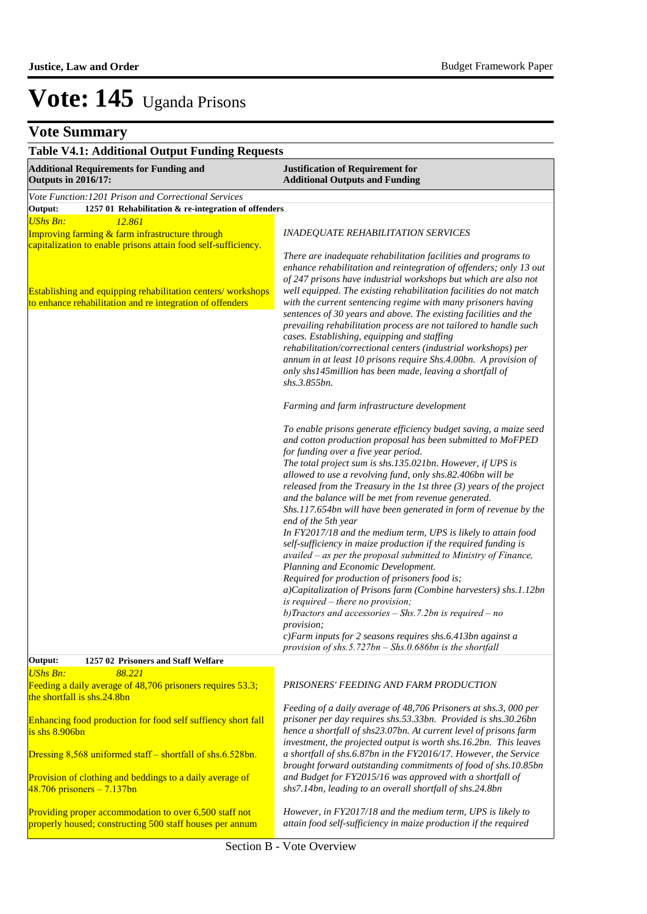# Vote: 145 Uganda Prisons

## Vote Summary

### Table V4.1: Additional Output Funding Requests

| Additional Requirements for Funding and Outputs in 2016/17: | Justification of Requirement for Additional Outputs and Funding |
|---|---|
| *Vote Function:1201 Prison and Correctional Services* | |
| **Output: 1257 01 Rehabilitation & re-integration of offenders** | |
| *UShs Bn: 12.861*<br><br>Improving farming & farm infrastructure through capitalization to enable prisons attain food self-sufficiency.<br><br>Establishing and equipping rehabilitation centers/ workshops to enhance rehabilitation and re integration of offenders | *INADEQUATE REHABILITATION SERVICES*<br><br>*There are inadequate rehabilitation facilities and programs to enhance rehabilitation and reintegration of offenders; only 13 out of 247 prisons have industrial workshops but which are also not well equipped. The existing rehabilitation facilities do not match with the current sentencing regime with many prisoners having sentences of 30 years and above. The existing facilities and the prevailing rehabilitation process are not tailored to handle such cases. Establishing, equipping and staffing rehabilitation/correctional centers (industrial workshops) per annum in at least 10 prisons require Shs.4.00bn. A provision of only shs145million has been made, leaving a shortfall of shs.3.855bn.*<br><br>*Farming and farm infrastructure development*<br><br>*To enable prisons generate efficiency budget saving, a maize seed and cotton production proposal has been submitted to MoFPED for funding over a five year period.*<br>*The total project sum is shs.135.021bn. However, if UPS is allowed to use a revolving fund, only shs.82.406bn will be released from the Treasury in the 1st three (3) years of the project and the balance will be met from revenue generated.*<br>*Shs.117.654bn will have been generated in form of revenue by the end of the 5th year*<br>*In FY2017/18 and the medium term, UPS is likely to attain food self-sufficiency in maize production if the required funding is availed – as per the proposal submitted to Ministry of Finance, Planning and Economic Development.*<br>*Required for production of prisoners food is;*<br>*a)Capitalization of Prisons farm (Combine harvesters) shs.1.12bn is required – there no provision;*<br>*b)Tractors and accessories – Shs.7.2bn is required – no provision;*<br>*c)Farm inputs for 2 seasons requires shs.6.413bn against a provision of shs.5.727bn – Shs.0.686bn is the shortfall* |
| **Output: 1257 02 Prisoners and Staff Welfare** | |
| *UShs Bn: 88.221*<br><br>Feeding a daily average of 48,706 prisoners requires 53.3; the shortfall is shs.24.8bn<br><br>Enhancing food production for food self suffiency short fall is shs 8.906bn<br><br>Dressing 8,568 uniformed staff – shortfall of shs.6.528bn.<br><br>Provision of clothing and beddings to a daily average of 48.706 prisoners – 7.137bn<br><br>Providing proper accommodation to over 6,500 staff not properly housed; constructing 500 staff houses per annum | *PRISONERS' FEEDING AND FARM PRODUCTION*<br><br>*Feeding of a daily average of 48,706 Prisoners at shs.3, 000 per prisoner per day requires shs.53.33bn. Provided is shs.30.26bn hence a shortfall of shs23.07bn. At current level of prisons farm investment, the projected output is worth shs.16.2bn. This leaves a shortfall of shs.6.87bn in the FY2016/17. However, the Service brought forward outstanding commitments of food of shs.10.85bn and Budget for FY2015/16 was approved with a shortfall of shs7.14bn, leading to an overall shortfall of shs.24.8bn*<br><br>*However, in FY2017/18 and the medium term, UPS is likely to attain food self-sufficiency in maize production if the required* |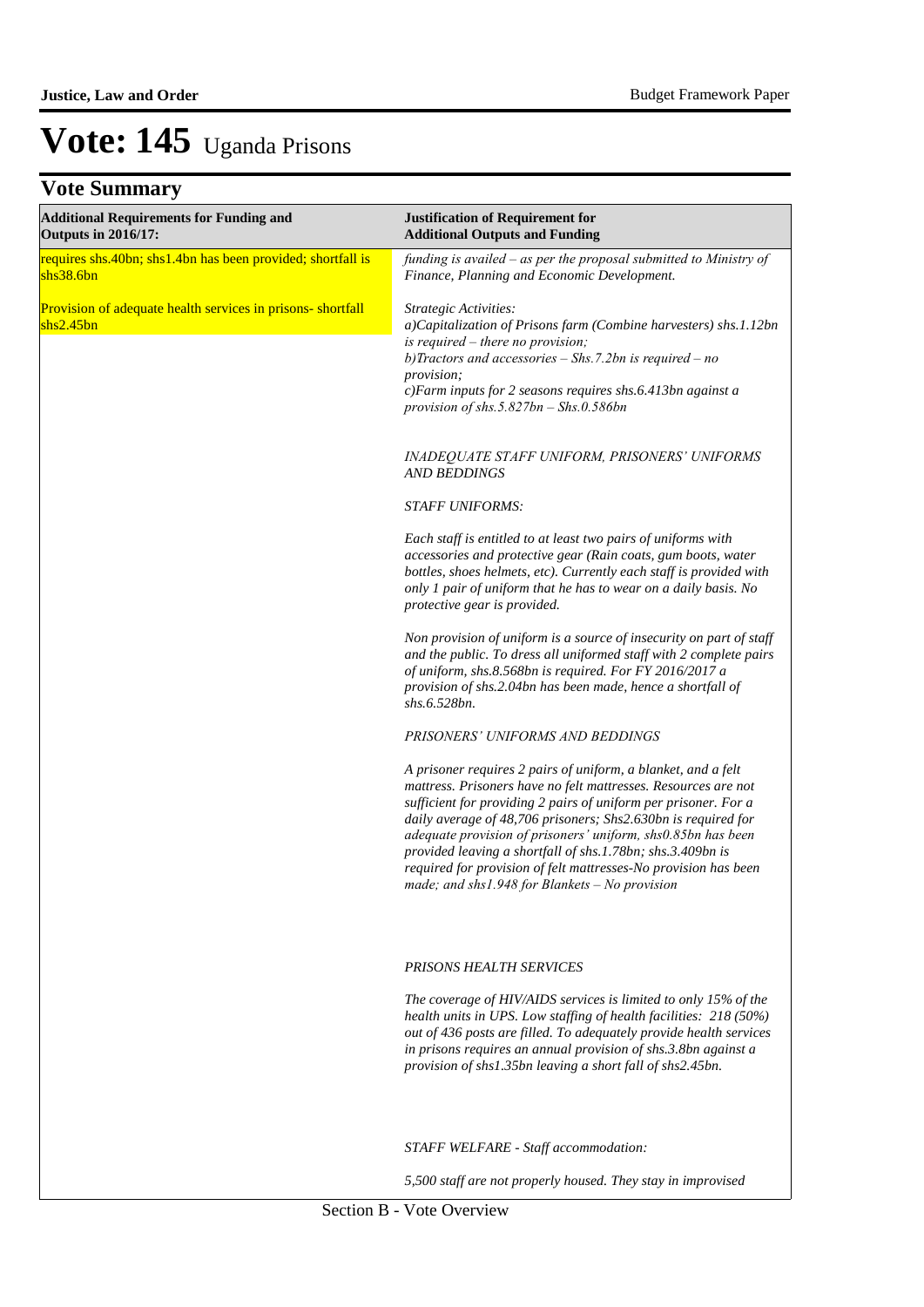# Vote: 145 Uganda Prisons

## Vote Summary

| Additional Requirements for Funding and Outputs in 2016/17: | Justification of Requirement for Additional Outputs and Funding |
|---|---|
| requires shs.40bn; shs1.4bn has been provided; shortfall is shs38.6bn | *funding is availed – as per the proposal submitted to Ministry of Finance, Planning and Economic Development.* |
| Provision of adequate health services in prisons- shortfall shs2.45bn | *Strategic Activities:*<br>*a)Capitalization of Prisons farm (Combine harvesters) shs.1.12bn is required – there no provision;*<br>*b)Tractors and accessories – Shs.7.2bn is required – no provision;*<br>*c)Farm inputs for 2 seasons requires shs.6.413bn against a provision of shs.5.827bn – Shs.0.586bn*<br><br>*INADEQUATE STAFF UNIFORM, PRISONERS' UNIFORMS AND BEDDINGS*<br><br>*STAFF UNIFORMS:*<br><br>*Each staff is entitled to at least two pairs of uniforms with accessories and protective gear (Rain coats, gum boots, water bottles, shoes helmets, etc). Currently each staff is provided with only 1 pair of uniform that he has to wear on a daily basis. No protective gear is provided.*<br><br>*Non provision of uniform is a source of insecurity on part of staff and the public. To dress all uniformed staff with 2 complete pairs of uniform, shs.8.568bn is required. For FY 2016/2017 a provision of shs.2.04bn has been made, hence a shortfall of shs.6.528bn.*<br><br>*PRISONERS' UNIFORMS AND BEDDINGS*<br><br>*A prisoner requires 2 pairs of uniform, a blanket, and a felt mattress. Prisoners have no felt mattresses. Resources are not sufficient for providing 2 pairs of uniform per prisoner. For a daily average of 48,706 prisoners; Shs2.630bn is required for adequate provision of prisoners' uniform, shs0.85bn has been provided leaving a shortfall of shs.1.78bn; shs.3.409bn is required for provision of felt mattresses-No provision has been made; and shs1.948 for Blankets – No provision*<br><br>*PRISONS HEALTH SERVICES*<br><br>*The coverage of HIV/AIDS services is limited to only 15% of the health units in UPS. Low staffing of health facilities: 218 (50%) out of 436 posts are filled. To adequately provide health services in prisons requires an annual provision of shs.3.8bn against a provision of shs1.35bn leaving a short fall of shs2.45bn.*<br><br>*STAFF WELFARE - Staff accommodation:*<br><br>*5,500 staff are not properly housed. They stay in improvised* |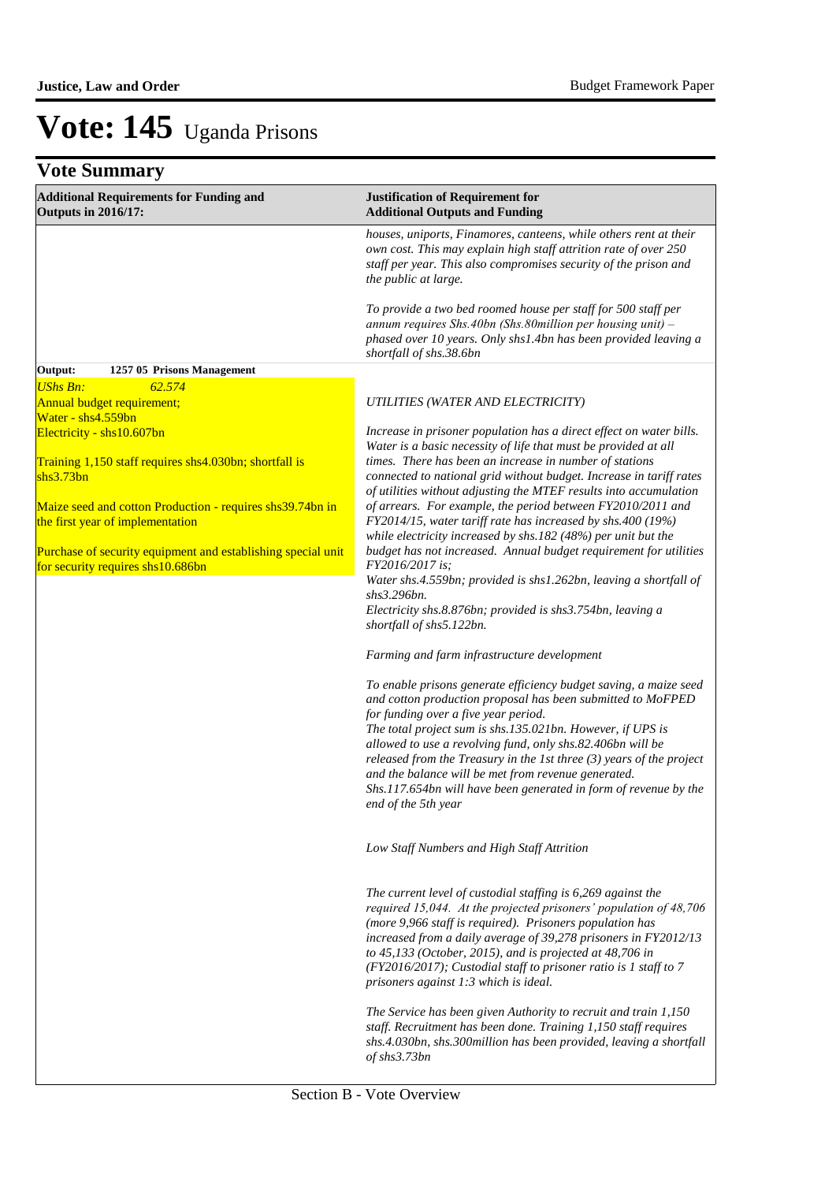# Vote: 145 Uganda Prisons

## Vote Summary

| Additional Requirements for Funding and Outputs in 2016/17: | Justification of Requirement for Additional Outputs and Funding |
|---|---|
| | *houses, uniports, Finamores, canteens, while others rent at their own cost. This may explain high staff attrition rate of over 250 staff per year. This also compromises security of the prison and the public at large.*<br><br>*To provide a two bed roomed house per staff for 500 staff per annum requires Shs.40bn (Shs.80million per housing unit) – phased over 10 years. Only shs1.4bn has been provided leaving a shortfall of shs.38.6bn* |
| **Output: 1257 05 Prisons Management** | |
| *UShs Bn: 62.574*<br>Annual budget requirement;<br>Water - shs4.559bn<br>Electricity - shs10.607bn<br><br>Training 1,150 staff requires shs4.030bn; shortfall is shs3.73bn<br><br>Maize seed and cotton Production - requires shs39.74bn in the first year of implementation<br><br>Purchase of security equipment and establishing special unit for security requires shs10.686bn | *UTILITIES (WATER AND ELECTRICITY)*<br><br>*Increase in prisoner population has a direct effect on water bills. Water is a basic necessity of life that must be provided at all times. There has been an increase in number of stations connected to national grid without budget. Increase in tariff rates of utilities without adjusting the MTEF results into accumulation of arrears. For example, the period between FY2010/2011 and FY2014/15, water tariff rate has increased by shs.400 (19%) while electricity increased by shs.182 (48%) per unit but the budget has not increased. Annual budget requirement for utilities FY2016/2017 is;*<br>*Water shs.4.559bn; provided is shs1.262bn, leaving a shortfall of shs3.296bn.*<br>*Electricity shs.8.876bn; provided is shs3.754bn, leaving a shortfall of shs5.122bn.*<br><br>*Farming and farm infrastructure development*<br><br>*To enable prisons generate efficiency budget saving, a maize seed and cotton production proposal has been submitted to MoFPED for funding over a five year period.*<br>*The total project sum is shs.135.021bn. However, if UPS is allowed to use a revolving fund, only shs.82.406bn will be released from the Treasury in the 1st three (3) years of the project and the balance will be met from revenue generated.*<br>*Shs.117.654bn will have been generated in form of revenue by the end of the 5th year*<br><br>*Low Staff Numbers and High Staff Attrition*<br><br>*The current level of custodial staffing is 6,269 against the required 15,044. At the projected prisoners' population of 48,706 (more 9,966 staff is required). Prisoners population has increased from a daily average of 39,278 prisoners in FY2012/13 to 45,133 (October, 2015), and is projected at 48,706 in (FY2016/2017); Custodial staff to prisoner ratio is 1 staff to 7 prisoners against 1:3 which is ideal.*<br><br>*The Service has been given Authority to recruit and train 1,150 staff. Recruitment has been done. Training 1,150 staff requires shs.4.030bn, shs.300million has been provided, leaving a shortfall of shs3.73bn* |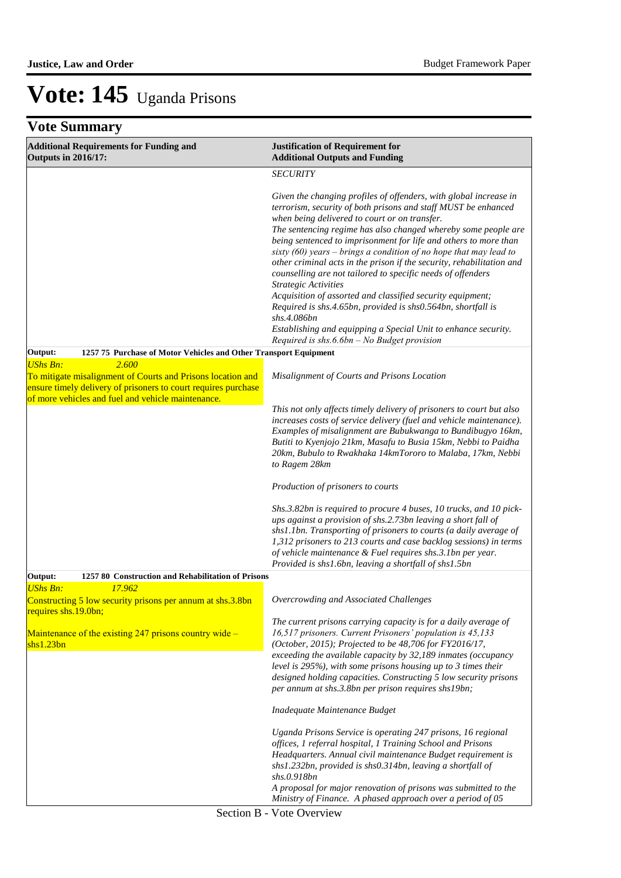# Vote: 145 Uganda Prisons

## Vote Summary

| Additional Requirements for Funding and Outputs in 2016/17: | Justification of Requirement for Additional Outputs and Funding |
|---|---|
| | *SECURITY*<br><br>*Given the changing profiles of offenders, with global increase in terrorism, security of both prisons and staff MUST be enhanced when being delivered to court or on transfer.*<br>*The sentencing regime has also changed whereby some people are being sentenced to imprisonment for life and others to more than sixty (60) years – brings a condition of no hope that may lead to other criminal acts in the prison if the security, rehabilitation and counselling are not tailored to specific needs of offenders*<br>*Strategic Activities*<br>*Acquisition of assorted and classified security equipment; Required is shs.4.65bn, provided is shs0.564bn, shortfall is shs.4.086bn*<br>*Establishing and equipping a Special Unit to enhance security. Required is shs.6.6bn – No Budget provision* |
| **Output: 1257 75 Purchase of Motor Vehicles and Other Transport Equipment** | |
| *UShs Bn: 2.600*<br>To mitigate misalignment of Courts and Prisons location and ensure timely delivery of prisoners to court requires purchase of more vehicles and fuel and vehicle maintenance. | *Misalignment of Courts and Prisons Location*<br><br>*This not only affects timely delivery of prisoners to court but also increases costs of service delivery (fuel and vehicle maintenance). Examples of misalignment are Bubukwanga to Bundibugyo 16km, Butiti to Kyenjojo 21km, Masafu to Busia 15km, Nebbi to Paidha 20km, Bubulo to Rwakhaka 14kmTororo to Malaba, 17km, Nebbi to Ragem 28km*<br><br>*Production of prisoners to courts*<br><br>*Shs.3.82bn is required to procure 4 buses, 10 trucks, and 10 pick-ups against a provision of shs.2.73bn leaving a short fall of shs1.1bn. Transporting of prisoners to courts (a daily average of 1,312 prisoners to 213 courts and case backlog sessions) in terms of vehicle maintenance & Fuel requires shs.3.1bn per year. Provided is shs1.6bn, leaving a shortfall of shs1.5bn* |
| **Output: 1257 80 Construction and Rehabilitation of Prisons** | |
| *UShs Bn: 17.962*<br>Constructing 5 low security prisons per annum at shs.3.8bn requires shs.19.0bn;<br><br>Maintenance of the existing 247 prisons country wide – shs1.23bn | *Overcrowding and Associated Challenges*<br><br>*The current prisons carrying capacity is for a daily average of 16,517 prisoners. Current Prisoners' population is 45,133 (October, 2015); Projected to be 48,706 for FY2016/17, exceeding the available capacity by 32,189 inmates (occupancy level is 295%), with some prisons housing up to 3 times their designed holding capacities. Constructing 5 low security prisons per annum at shs.3.8bn per prison requires shs19bn;*<br><br>*Inadequate Maintenance Budget*<br><br>*Uganda Prisons Service is operating 247 prisons, 16 regional offices, 1 referral hospital, 1 Training School and Prisons Headquarters. Annual civil maintenance Budget requirement is shs1.232bn, provided is shs0.314bn, leaving a shortfall of shs.0.918bn*<br>*A proposal for major renovation of prisons was submitted to the Ministry of Finance. A phased approach over a period of 05* |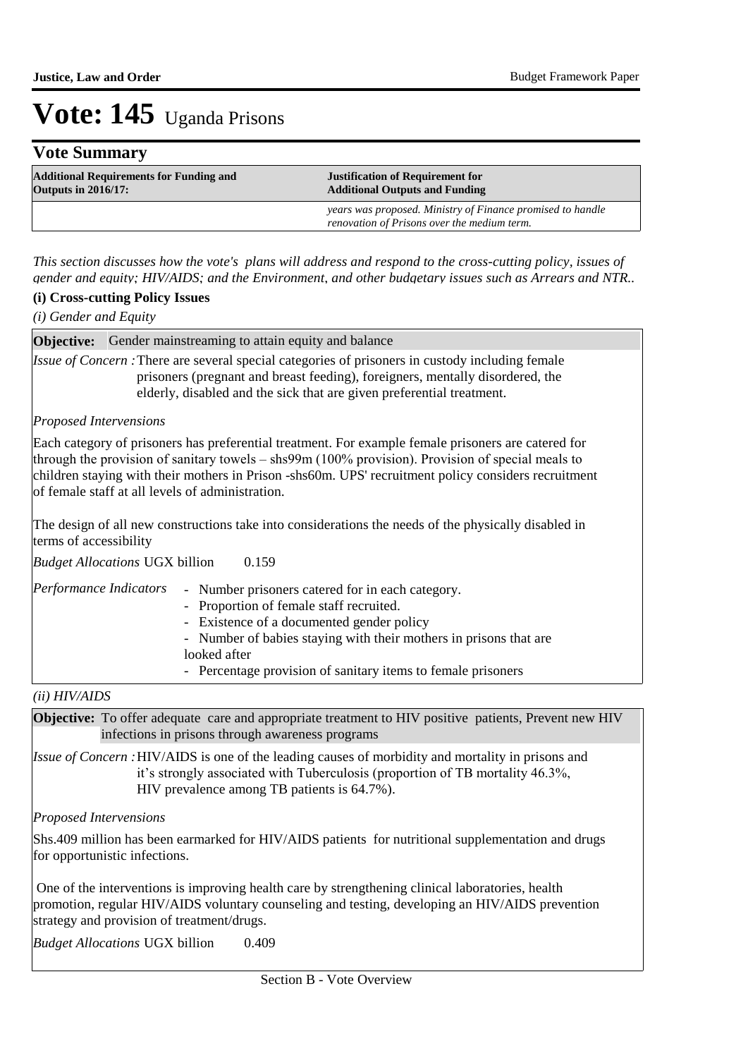# Vote: 145 Uganda Prisons

## Vote Summary

| Additional Requirements for Funding and Outputs in 2016/17: | Justification of Requirement for Additional Outputs and Funding |
|---|---|
| | *years was proposed. Ministry of Finance promised to handle renovation of Prisons over the medium term.* |

*This section discusses how the vote's plans will address and respond to the cross-cutting policy, issues of gender and equity; HIV/AIDS; and the Environment, and other budgetary issues such as Arrears and NTR..*

**(i) Cross-cutting Policy Issues**

*(i) Gender and Equity*

**Objective:** Gender mainstreaming to attain equity and balance

*Issue of Concern :* There are several special categories of prisoners in custody including female prisoners (pregnant and breast feeding), foreigners, mentally disordered, the elderly, disabled and the sick that are given preferential treatment.

*Proposed Interventions*

Each category of prisoners has preferential treatment. For example female prisoners are catered for through the provision of sanitary towels – shs99m (100% provision). Provision of special meals to children staying with their mothers in Prison -shs60m. UPS' recruitment policy considers recruitment of female staff at all levels of administration.

The design of all new constructions take into considerations the needs of the physically disabled in terms of accessibility

*Budget Allocations* UGX billion 0.159

*Performance Indicators*

- Number prisoners catered for in each category.
- Proportion of female staff recruited.
- Existence of a documented gender policy
- Number of babies staying with their mothers in prisons that are looked after
- Percentage provision of sanitary items to female prisoners

*(ii) HIV/AIDS*

**Objective:** To offer adequate care and appropriate treatment to HIV positive patients, Prevent new HIV infections in prisons through awareness programs

*Issue of Concern :* HIV/AIDS is one of the leading causes of morbidity and mortality in prisons and it's strongly associated with Tuberculosis (proportion of TB mortality 46.3%, HIV prevalence among TB patients is 64.7%).

*Proposed Interventions*

Shs.409 million has been earmarked for HIV/AIDS patients for nutritional supplementation and drugs for opportunistic infections.

One of the interventions is improving health care by strengthening clinical laboratories, health promotion, regular HIV/AIDS voluntary counseling and testing, developing an HIV/AIDS prevention strategy and provision of treatment/drugs.

*Budget Allocations* UGX billion 0.409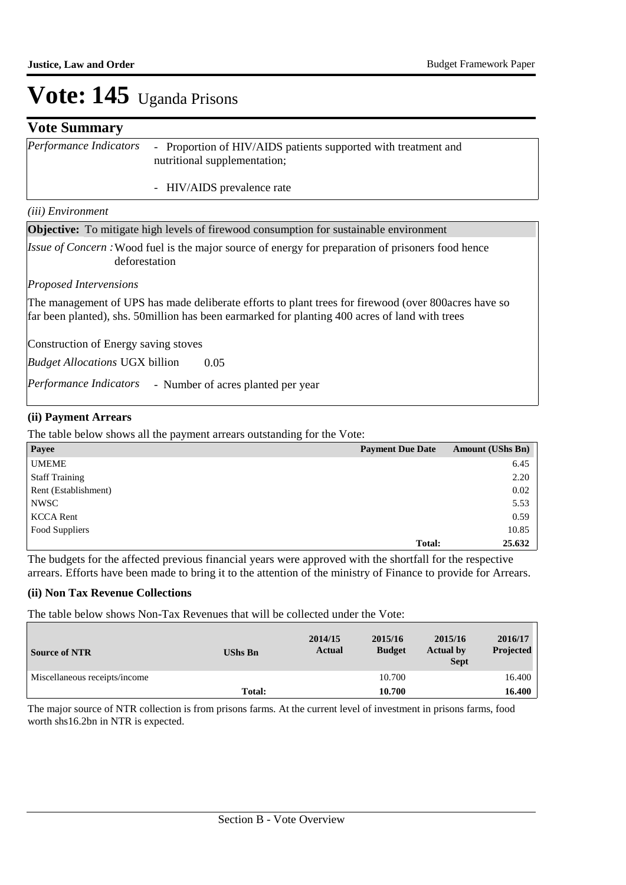# Vote: 145 Uganda Prisons

## Vote Summary

| | |
|---|---|
| *Performance Indicators* | - Proportion of HIV/AIDS patients supported with treatment and nutritional supplementation;<br><br>- HIV/AIDS prevalence rate |

*(iii) Environment*

**Objective:** To mitigate high levels of firewood consumption for sustainable environment

*Issue of Concern :* Wood fuel is the major source of energy for preparation of prisoners food hence deforestation

*Proposed Interventions*

The management of UPS has made deliberate efforts to plant trees for firewood (over 800acres have so far been planted), shs. 50million has been earmarked for planting 400 acres of land with trees

Construction of Energy saving stoves

*Budget Allocations* UGX billion 0.05

*Performance Indicators* - Number of acres planted per year

### (ii) Payment Arrears

The table below shows all the payment arrears outstanding for the Vote:

| Payee | Payment Due Date | Amount (UShs Bn) |
|---|---|---|
| UMEME | | 6.45 |
| Staff Training | | 2.20 |
| Rent (Establishment) | | 0.02 |
| NWSC | | 5.53 |
| KCCA Rent | | 0.59 |
| Food Suppliers | | 10.85 |
| | **Total:** | **25.632** |

The budgets for the affected previous financial years were approved with the shortfall for the respective arrears. Efforts have been made to bring it to the attention of the ministry of Finance to provide for Arrears.

### (ii) Non Tax Revenue Collections

The table below shows Non-Tax Revenues that will be collected under the Vote:

| Source of NTR | UShs Bn | 2014/15 Actual | 2015/16 Budget | 2015/16 Actual by Sept | 2016/17 Projected |
|---|---|---|---|---|---|
| Miscellaneous receipts/income | | | 10.700 | | 16.400 |
| | **Total:** | | **10.700** | | **16.400** |

The major source of NTR collection is from prisons farms. At the current level of investment in prisons farms, food worth shs16.2bn in NTR is expected.